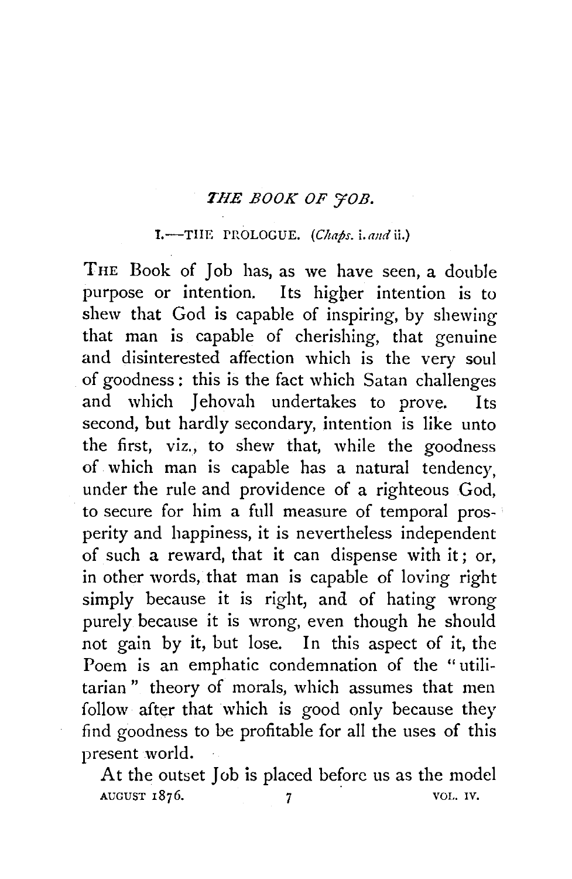# *THE BOOK OF JOB.*

## I.—THE PROLOGUE. (*Chaps.* i. *and* ii.)

THE Book of Job has, as we have seen, a double purpose or intention. Its higher intention is to shew that God is capable of inspiring, by shewing that man is capable of cherishing, that genuine and disinterested affection which is the very soul of goodness: this is the fact which Satan challenges and which Jehovah undertakes to prove. Its second, but hardly secondary, intention is like unto the first, viz., to shew that, while the goodness of which man is capable has a natural tendency, under the rule and providence of a righteous God, to secure for him a full measure of temporal prosperity and happiness, it is nevertheless independent of such a reward, that it can dispense with it; or, in other words, that man is capable of loving right simply because it is right, and of hating wrong purely because it is wrong, even though he should not gain by it, but lose. In this aspect of it, the Poem is an emphatic condemnation of the "utilitarian" theory of morals, which assumes that men follow after that which is good only because they find goodness to be profitable for all the uses of this present world.

At the outset Job is placed before us as the model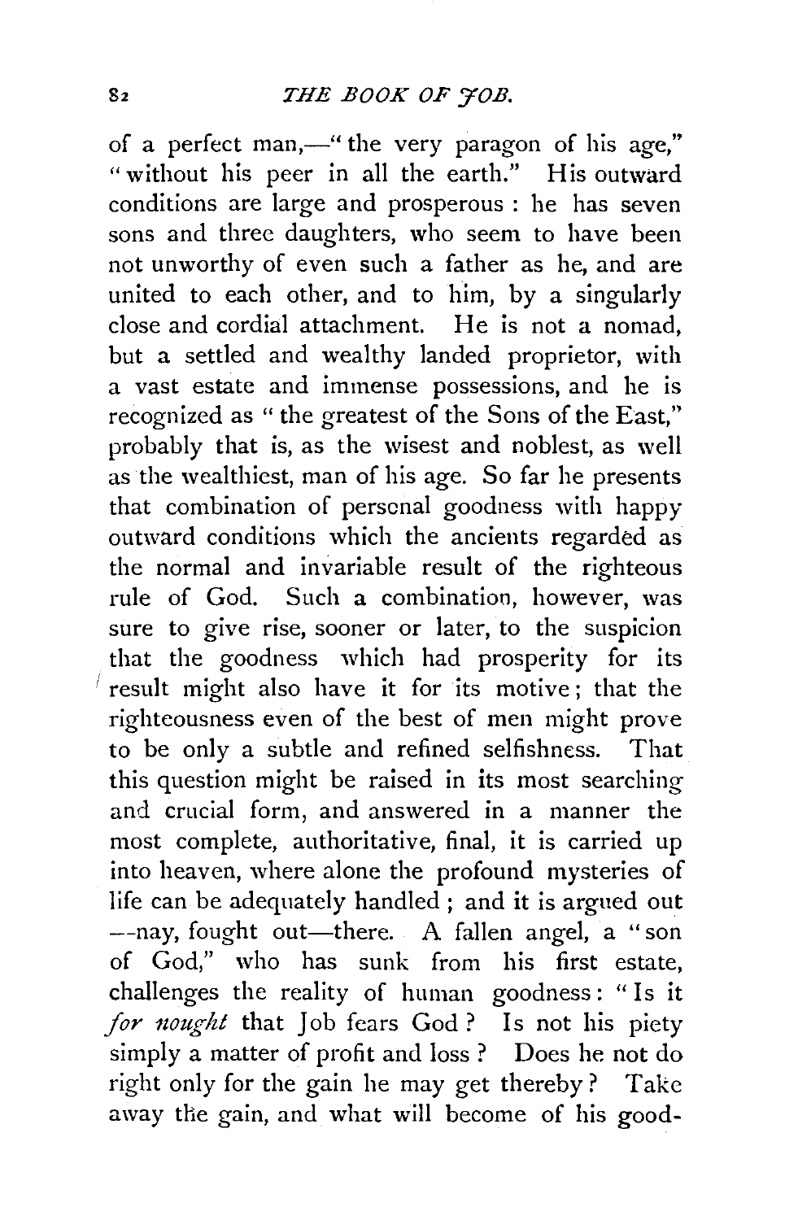of a perfect man,—"the very paragon of his age," "without his peer in all the earth." His outward conditions are large and prosperous: he has seven sons and three daughters, who seem to have been not unworthy of even such a father as he, and are united to each other, and to him, by a singularly close and cordial attachment. He is not a nomad, but a settled and wealthy landed proprietor, with a vast estate and immense possessions, and he is recognized as "the greatest of the Sons of the East," probably that is, as the wisest and noblest, as well as the wealthiest, man of his age. So far he presents that combination of personal goodness with happy outward conditions which the ancients regarded as the normal and invariable result of the righteous rule of God. Such a combination, however, was sure to give rise, sooner or later, to the suspicion that the goodness which had prosperity for its result might also have it for its motive; that the righteousness even of the best of men might prove to be only a subtle and refined selfishness. That this question might be raised in its most searching and crucial form, and answered in a manner the most complete, authoritative, final, it is carried up into heaven, where alone the profound mysteries of life can be adequately handled; and it is argued out—nay, fought out—there. A fallen angel, a "son of God," who has sunk from his first estate, challenges the reality of human goodness: "Is it *for nought* that Job fears God? Is not his piety simply a matter of profit and loss? Does he not do right only for the gain he may get thereby? Take away the gain, and what will become of his good-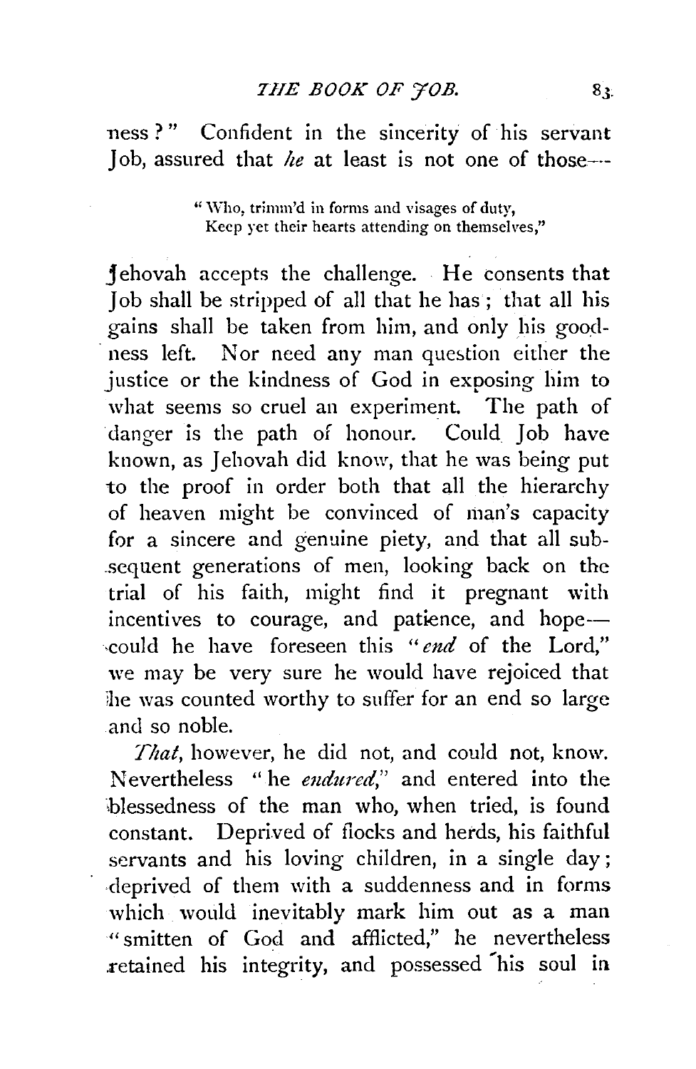ness?" Confident in the sincerity of his servant Job, assured that *he* at least is not one of those—

> "Who, trimm'd in forms and visages of duty,
> Keep yet their hearts attending on themselves,"

Jehovah accepts the challenge. He consents that Job shall be stripped of all that he has; that all his gains shall be taken from him, and only his goodness left. Nor need any man question either the justice or the kindness of God in exposing him to what seems so cruel an experiment. The path of danger is the path of honour. Could Job have known, as Jehovah did know, that he was being put to the proof in order both that all the hierarchy of heaven might be convinced of man's capacity for a sincere and genuine piety, and that all subsequent generations of men, looking back on the trial of his faith, might find it pregnant with incentives to courage, and patience, and hope—could he have foreseen this "*end* of the Lord," we may be very sure he would have rejoiced that he was counted worthy to suffer for an end so large and so noble.

*That*, however, he did not, and could not, know. Nevertheless "he *endured*," and entered into the blessedness of the man who, when tried, is found constant. Deprived of flocks and herds, his faithful servants and his loving children, in a single day; deprived of them with a suddenness and in forms which would inevitably mark him out as a man "smitten of God and afflicted," he nevertheless retained his integrity, and possessed his soul in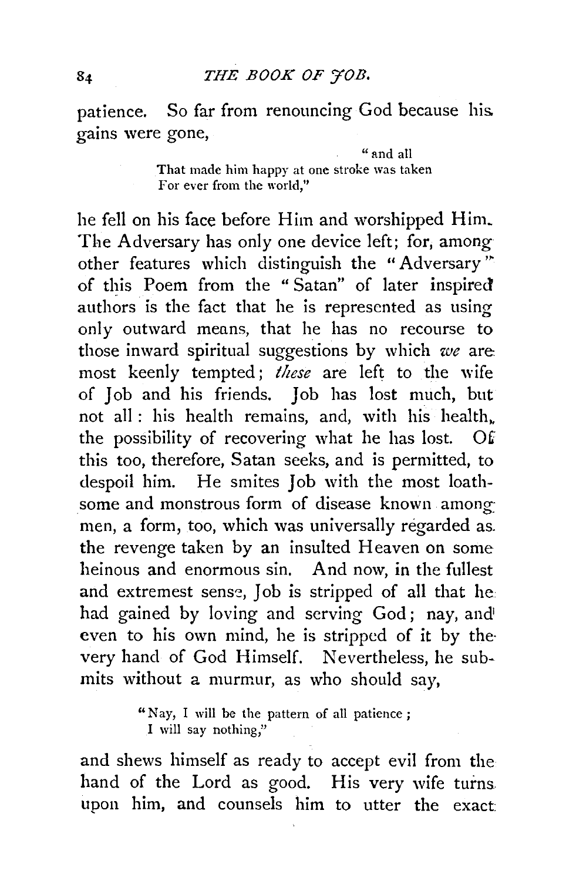patience. So far from renouncing God because his gains were gone,

> "and all
> That made him happy at one stroke was taken
> For ever from the world,"

he fell on his face before Him and worshipped Him. The Adversary has only one device left; for, among other features which distinguish the "Adversary" of this Poem from the "Satan" of later inspired authors is the fact that he is represented as using only outward means, that he has no recourse to those inward spiritual suggestions by which *we* are most keenly tempted; *these* are left to the wife of Job and his friends. Job has lost much, but not all: his health remains, and, with his health, the possibility of recovering what he has lost. Of this too, therefore, Satan seeks, and is permitted, to despoil him. He smites Job with the most loathsome and monstrous form of disease known among men, a form, too, which was universally regarded as the revenge taken by an insulted Heaven on some heinous and enormous sin. And now, in the fullest and extremest sense, Job is stripped of all that he had gained by loving and serving God; nay, and even to his own mind, he is stripped of it by the very hand of God Himself. Nevertheless, he submits without a murmur, as who should say,

> "Nay, I will be the pattern of all patience;
> I will say nothing,"

and shews himself as ready to accept evil from the hand of the Lord as good. His very wife turns upon him, and counsels him to utter the exact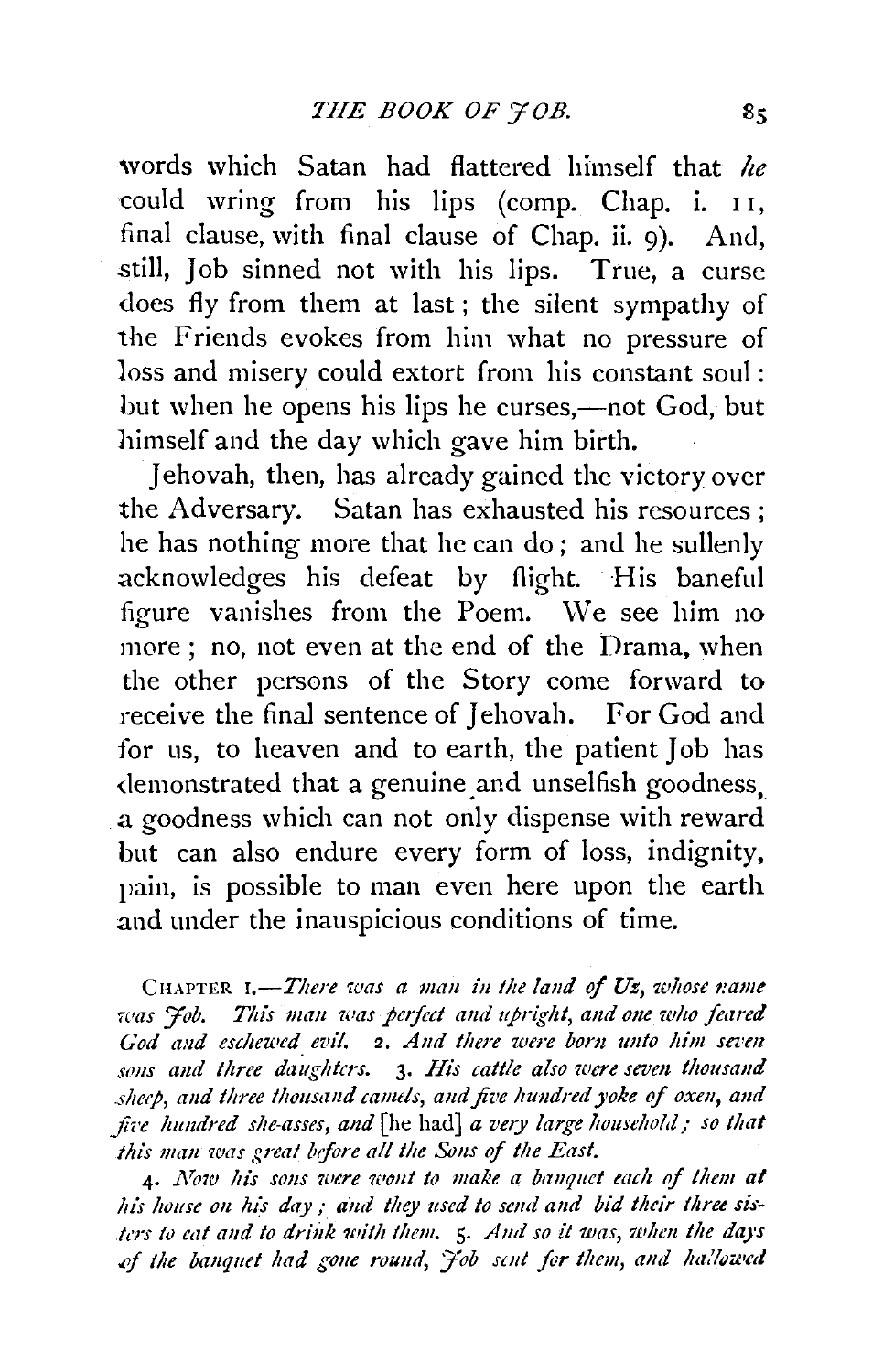words which Satan had flattered himself that *he* could wring from his lips (comp. Chap. i. 11, final clause, with final clause of Chap. ii. 9). And, still, Job sinned not with his lips. True, a curse does fly from them at last; the silent sympathy of the Friends evokes from him what no pressure of loss and misery could extort from his constant soul: but when he opens his lips he curses,—not God, but himself and the day which gave him birth.

Jehovah, then, has already gained the victory over the Adversary. Satan has exhausted his resources; he has nothing more that he can do; and he sullenly acknowledges his defeat by flight. His baneful figure vanishes from the Poem. We see him no more; no, not even at the end of the Drama, when the other persons of the Story come forward to receive the final sentence of Jehovah. For God and for us, to heaven and to earth, the patient Job has demonstrated that a genuine and unselfish goodness, a goodness which can not only dispense with reward but can also endure every form of loss, indignity, pain, is possible to man even here upon the earth and under the inauspicious conditions of time.

CHAPTER I.—*There was a man in the land of Uz, whose name was Job. This man was perfect and upright, and one who feared God and eschewed evil.* 2. *And there were born unto him seven sons and three daughters.* 3. *His cattle also were seven thousand sheep, and three thousand camels, and five hundred yoke of oxen, and five hundred she-asses, and* [he had] *a very large household; so that this man was great before all the Sons of the East.*

4. *Now his sons were wont to make a banquet each of them at his house on his day; and they used to send and bid their three sisters to eat and to drink with them.* 5. *And so it was, when the days of the banquet had gone round, Job sent for them, and hallowed*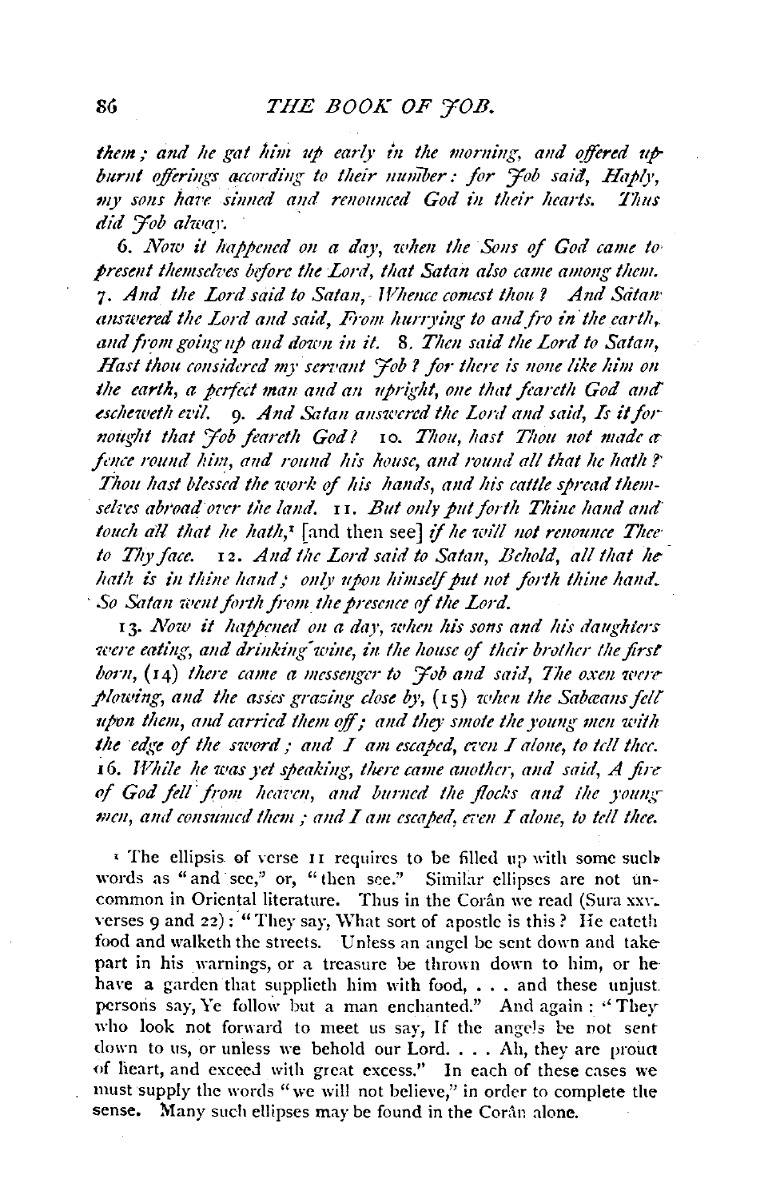*them; and he gat him up early in the morning, and offered up burnt offerings according to their number: for Job said, Haply, my sons have sinned and renounced God in their hearts. Thus did Job alway.*

*6. Now it happened on a day, when the Sons of God came to present themselves before the Lord, that Satan also came among them. 7. And the Lord said to Satan, Whence comest thou? And Satan answered the Lord and said, From hurrying to and fro in the earth, and from going up and down in it. 8. Then said the Lord to Satan, Hast thou considered my servant Job? for there is none like him on the earth, a perfect man and an upright, one that feareth God and escheweth evil. 9. And Satan answered the Lord and said, Is it for nought that Job feareth God? 10. Thou, hast Thou not made a fence round him, and round his house, and round all that he hath? Thou hast blessed the work of his hands, and his cattle spread themselves abroad over the land. 11. But only put forth Thine hand and touch all that he hath,*[1] [and then see] *if he will not renounce Thee to Thy face. 12. And the Lord said to Satan, Behold, all that he hath is in thine hand; only upon himself put not forth thine hand. So Satan went forth from the presence of the Lord.*

*13. Now it happened on a day, when his sons and his daughters were eating, and drinking wine, in the house of their brother the first born,* (14) *there came a messenger to Job and said, The oxen were plowing, and the asses grazing close by,* (15) *when the Sabæans fell upon them, and carried them off; and they smote the young men with the edge of the sword; and I am escaped, even I alone, to tell thee. 16. While he was yet speaking, there came another, and said, A fire of God fell from heaven, and burned the flocks and the young men, and consumed them; and I am escaped, even I alone, to tell thee.*

[1] The ellipsis of verse 11 requires to be filled up with some such words as "and see," or, "then see." Similar ellipses are not uncommon in Oriental literature. Thus in the Corân we read (Sura xxv. verses 9 and 22): "They say, What sort of apostle is this? He eateth food and walketh the streets. Unless an angel be sent down and take part in his warnings, or a treasure be thrown down to him, or he have a garden that supplieth him with food, . . . and these unjust persons say, Ye follow but a man enchanted." And again: "They who look not forward to meet us say, If the angels be not sent down to us, or unless we behold our Lord. . . . Ah, they are proud of heart, and exceed with great excess." In each of these cases we must supply the words "we will not believe," in order to complete the sense. Many such ellipses may be found in the Corân alone.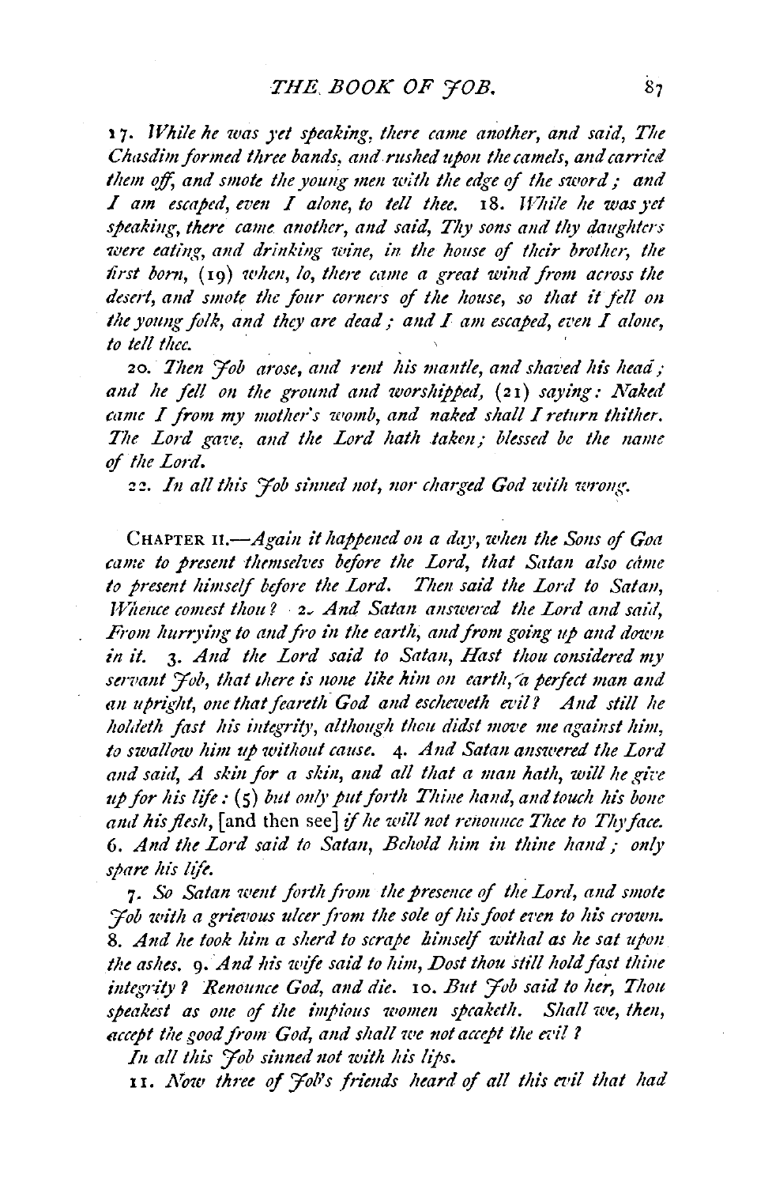17. *While he was yet speaking, there came another, and said, The Chasdim formed three bands, and rushed upon the camels, and carried them off, and smote the young men with the edge of the sword; and I am escaped, even I alone, to tell thee.* 18. *While he was yet speaking, there came another, and said, Thy sons and thy daughters were eating, and drinking wine, in the house of their brother, the first born,* (19) *when, lo, there came a great wind from across the desert, and smote the four corners of the house, so that it fell on the young folk, and they are dead; and I am escaped, even I alone, to tell thee.*

20. *Then Job arose, and rent his mantle, and shaved his head; and he fell on the ground and worshipped,* (21) *saying: Naked came I from my mother's womb, and naked shall I return thither. The Lord gave, and the Lord hath taken; blessed be the name of the Lord.*

22. *In all this Job sinned not, nor charged God with wrong.*

CHAPTER II.—*Again it happened on a day, when the Sons of God came to present themselves before the Lord, that Satan also came to present himself before the Lord. Then said the Lord to Satan, Whence comest thou?* 2. *And Satan answered the Lord and said, From hurrying to and fro in the earth, and from going up and down in it.* 3. *And the Lord said to Satan, Hast thou considered my servant Job, that there is none like him on earth, a perfect man and an upright, one that feareth God and escheweth evil? And still he holdeth fast his integrity, although thou didst move me against him, to swallow him up without cause.* 4. *And Satan answered the Lord and said, A skin for a skin, and all that a man hath, will he give up for his life:* (5) *but only put forth Thine hand, and touch his bone and his flesh,* [and then see] *if he will not renounce Thee to Thy face.* 6. *And the Lord said to Satan, Behold him in thine hand; only spare his life.*

7. *So Satan went forth from the presence of the Lord, and smote Job with a grievous ulcer from the sole of his foot even to his crown.* 8. *And he took him a sherd to scrape himself withal as he sat upon the ashes.* 9. *And his wife said to him, Dost thou still hold fast thine integrity? Renounce God, and die.* 10. *But Job said to her, Thou speakest as one of the impious women speaketh. Shall we, then, accept the good from God, and shall we not accept the evil?*

*In all this Job sinned not with his lips.*

11. *Now three of Job's friends heard of all this evil that had*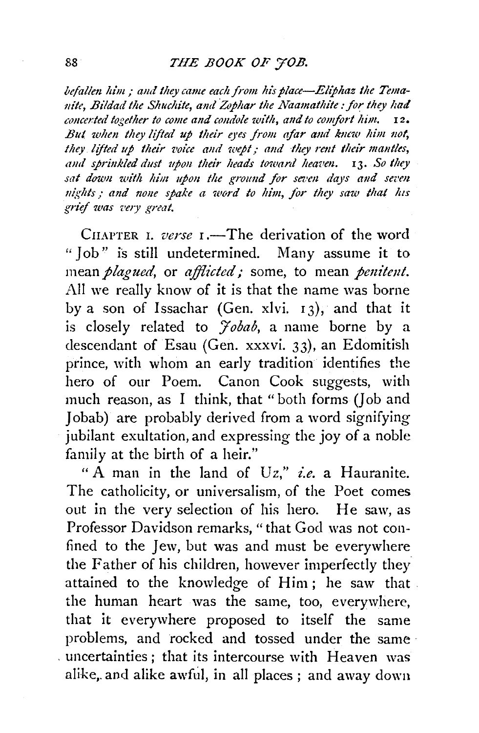*befallen him; and they came each from his place—Eliphaz the Temanite, Bildad the Shuchite, and Zophar the Naamathite: for they had concerted together to come and condole with, and to comfort him.* 12. *But when they lifted up their eyes from afar and knew him not, they lifted up their voice and wept; and they rent their mantles, and sprinkled dust upon their heads toward heaven.* 13. *So they sat down with him upon the ground for seven days and seven nights; and none spake a word to him, for they saw that his grief was very great.*

CHAPTER I. *verse* 1.—The derivation of the word "Job" is still undetermined. Many assume it to mean *plagued*, or *afflicted;* some, to mean *penitent.* All we really know of it is that the name was borne by a son of Issachar (Gen. xlvi. 13), and that it is closely related to *Jobab*, a name borne by a descendant of Esau (Gen. xxxvi. 33), an Edomitish prince, with whom an early tradition identifies the hero of our Poem. Canon Cook suggests, with much reason, as I think, that "both forms (Job and Jobab) are probably derived from a word signifying jubilant exultation, and expressing the joy of a noble family at the birth of a heir."

"A man in the land of Uz," *i.e.* a Hauranite. The catholicity, or universalism, of the Poet comes out in the very selection of his hero. He saw, as Professor Davidson remarks, "that God was not confined to the Jew, but was and must be everywhere the Father of his children, however imperfectly they attained to the knowledge of Him; he saw that the human heart was the same, too, everywhere, that it everywhere proposed to itself the same problems, and rocked and tossed under the same uncertainties; that its intercourse with Heaven was alike, and alike awful, in all places; and away down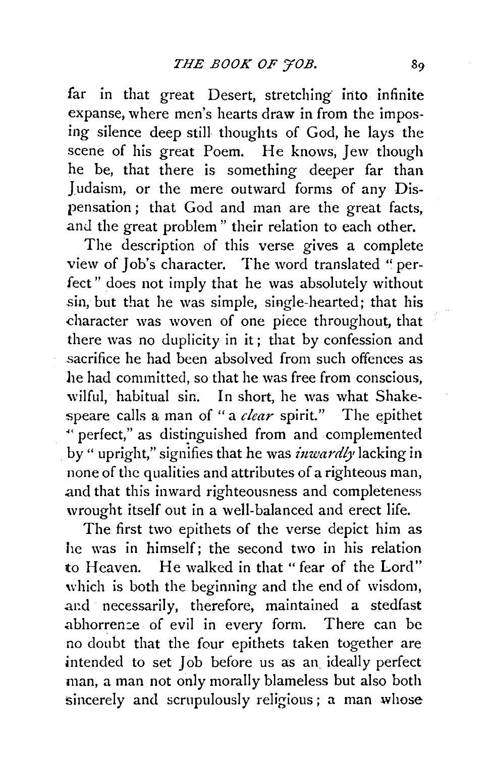far in that great Desert, stretching into infinite expanse, where men's hearts draw in from the imposing silence deep still thoughts of God, he lays the scene of his great Poem. He knows, Jew though he be, that there is something deeper far than Judaism, or the mere outward forms of any Dispensation; that God and man are the great facts, and the great problem" their relation to each other.

The description of this verse gives a complete view of Job's character. The word translated "perfect" does not imply that he was absolutely without sin, but that he was simple, single-hearted; that his character was woven of one piece throughout, that there was no duplicity in it; that by confession and sacrifice he had been absolved from such offences as he had committed, so that he was free from conscious, wilful, habitual sin. In short, he was what Shakespeare calls a man of "a *clear* spirit." The epithet "perfect," as distinguished from and complemented by "upright," signifies that he was *inwardly* lacking in none of the qualities and attributes of a righteous man, and that this inward righteousness and completeness wrought itself out in a well-balanced and erect life.

The first two epithets of the verse depict him as he was in himself; the second two in his relation to Heaven. He walked in that "fear of the Lord" which is both the beginning and the end of wisdom, and necessarily, therefore, maintained a stedfast abhorrence of evil in every form. There can be no doubt that the four epithets taken together are intended to set Job before us as an ideally perfect man, a man not only morally blameless but also both sincerely and scrupulously religious; a man whose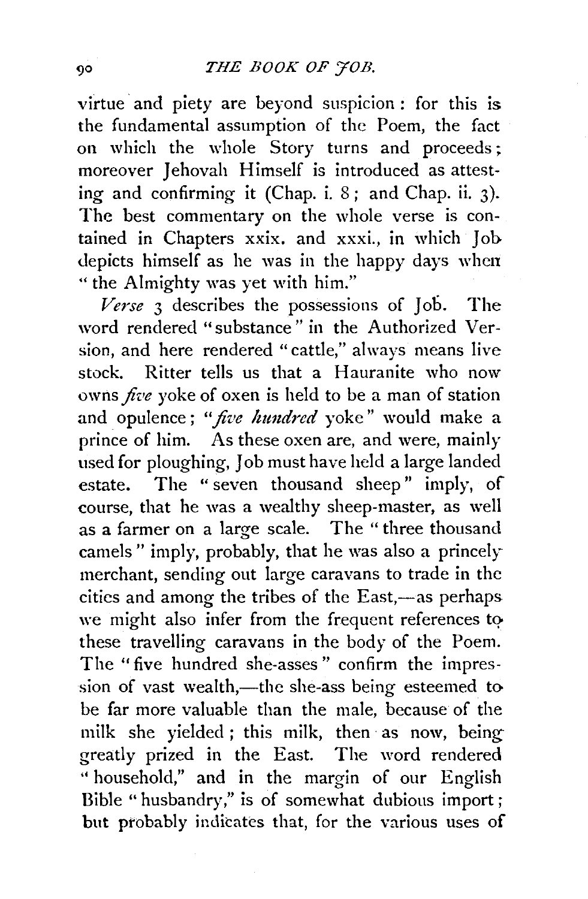virtue and piety are beyond suspicion: for this is the fundamental assumption of the Poem, the fact on which the whole Story turns and proceeds; moreover Jehovah Himself is introduced as attesting and confirming it (Chap. i. 8; and Chap. ii. 3). The best commentary on the whole verse is contained in Chapters xxix. and xxxi., in which Job depicts himself as he was in the happy days when "the Almighty was yet with him."

*Verse* 3 describes the possessions of Job. The word rendered "substance" in the Authorized Version, and here rendered "cattle," always means live stock. Ritter tells us that a Hauranite who now owns *five* yoke of oxen is held to be a man of station and opulence; "*five hundred* yoke" would make a prince of him. As these oxen are, and were, mainly used for ploughing, Job must have held a large landed estate. The "seven thousand sheep" imply, of course, that he was a wealthy sheep-master, as well as a farmer on a large scale. The "three thousand camels" imply, probably, that he was also a princely merchant, sending out large caravans to trade in the cities and among the tribes of the East,—as perhaps we might also infer from the frequent references to these travelling caravans in the body of the Poem. The "five hundred she-asses" confirm the impression of vast wealth,—the she-ass being esteemed to be far more valuable than the male, because of the milk she yielded; this milk, then as now, being greatly prized in the East. The word rendered "household," and in the margin of our English Bible "husbandry," is of somewhat dubious import; but probably indicates that, for the various uses of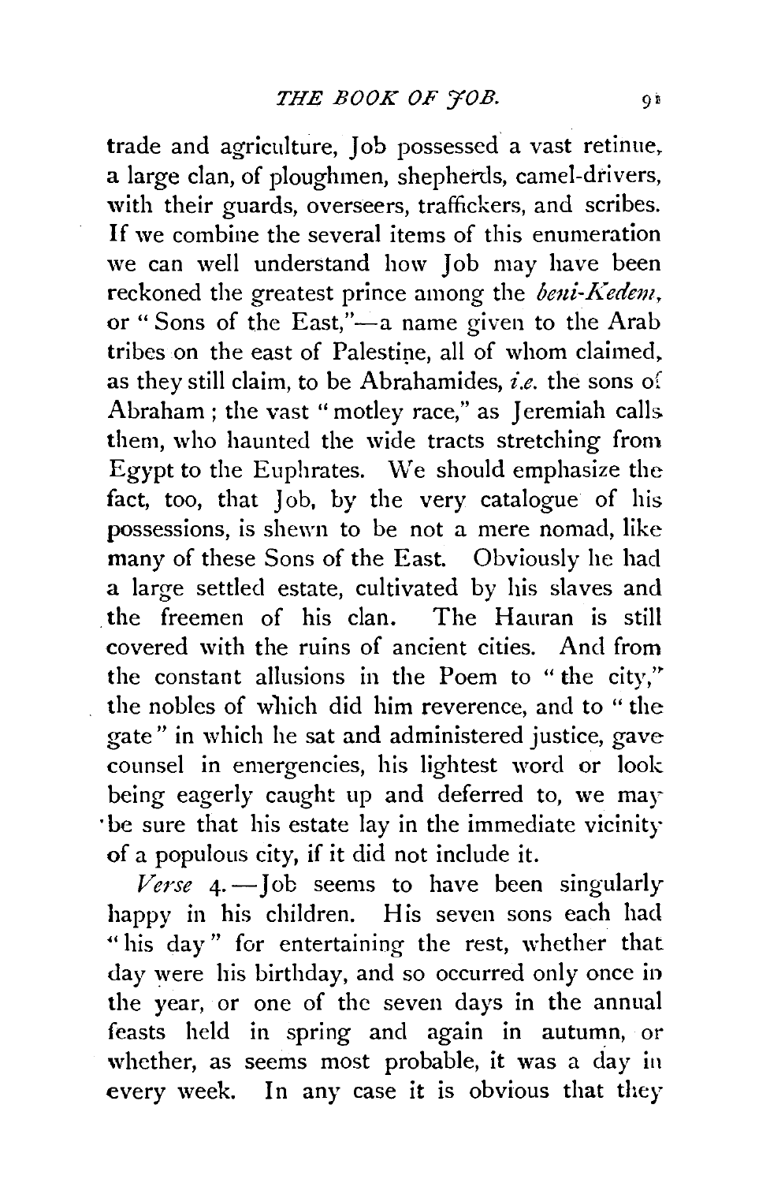trade and agriculture, Job possessed a vast retinue, a large clan, of ploughmen, shepherds, camel-drivers, with their guards, overseers, traffickers, and scribes. If we combine the several items of this enumeration we can well understand how Job may have been reckoned the greatest prince among the *beni-Kedem*, or "Sons of the East,"—a name given to the Arab tribes on the east of Palestine, all of whom claimed, as they still claim, to be Abrahamides, *i.e.* the sons of Abraham; the vast "motley race," as Jeremiah calls them, who haunted the wide tracts stretching from Egypt to the Euphrates. We should emphasize the fact, too, that Job, by the very catalogue of his possessions, is shewn to be not a mere nomad, like many of these Sons of the East. Obviously he had a large settled estate, cultivated by his slaves and the freemen of his clan. The Hauran is still covered with the ruins of ancient cities. And from the constant allusions in the Poem to "the city," the nobles of which did him reverence, and to "the gate" in which he sat and administered justice, gave counsel in emergencies, his lightest word or look being eagerly caught up and deferred to, we may be sure that his estate lay in the immediate vicinity of a populous city, if it did not include it.

*Verse* 4.—Job seems to have been singularly happy in his children. His seven sons each had "his day" for entertaining the rest, whether that day were his birthday, and so occurred only once in the year, or one of the seven days in the annual feasts held in spring and again in autumn, or whether, as seems most probable, it was a day in every week. In any case it is obvious that they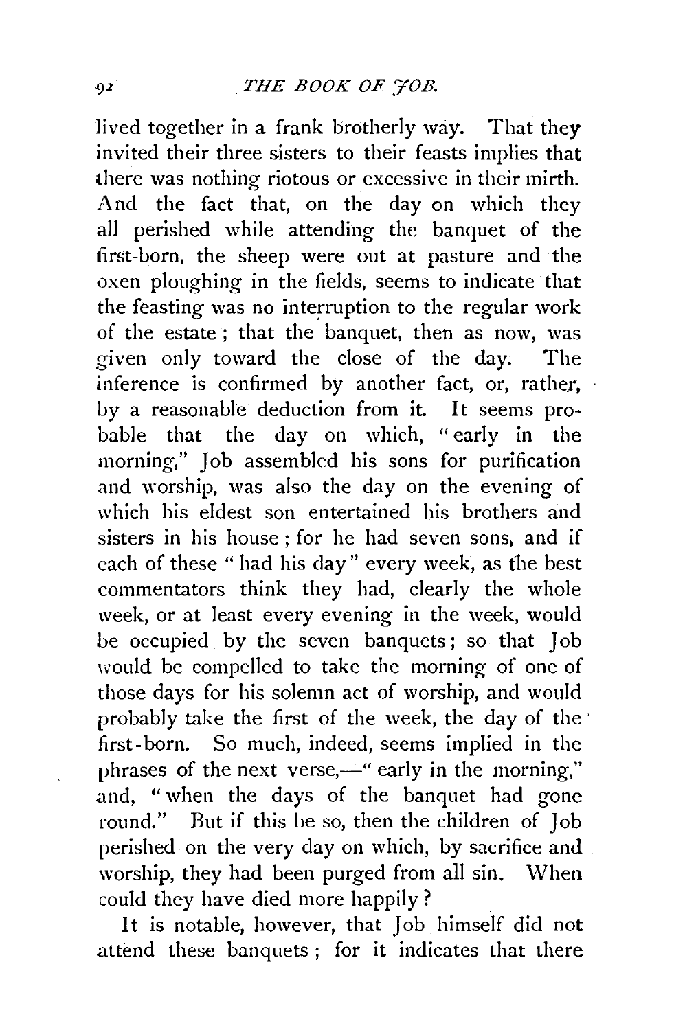lived together in a frank brotherly way. That they invited their three sisters to their feasts implies that there was nothing riotous or excessive in their mirth. And the fact that, on the day on which they all perished while attending the banquet of the first-born, the sheep were out at pasture and the oxen ploughing in the fields, seems to indicate that the feasting was no interruption to the regular work of the estate; that the banquet, then as now, was given only toward the close of the day. The inference is confirmed by another fact, or, rather, by a reasonable deduction from it. It seems probable that the day on which, "early in the morning," Job assembled his sons for purification and worship, was also the day on the evening of which his eldest son entertained his brothers and sisters in his house; for he had seven sons, and if each of these "had his day" every week, as the best commentators think they had, clearly the whole week, or at least every evening in the week, would be occupied by the seven banquets; so that Job would be compelled to take the morning of one of those days for his solemn act of worship, and would probably take the first of the week, the day of the first-born. So much, indeed, seems implied in the phrases of the next verse,—"early in the morning," and, "when the days of the banquet had gone round." But if this be so, then the children of Job perished on the very day on which, by sacrifice and worship, they had been purged from all sin. When could they have died more happily?

It is notable, however, that Job himself did not attend these banquets; for it indicates that there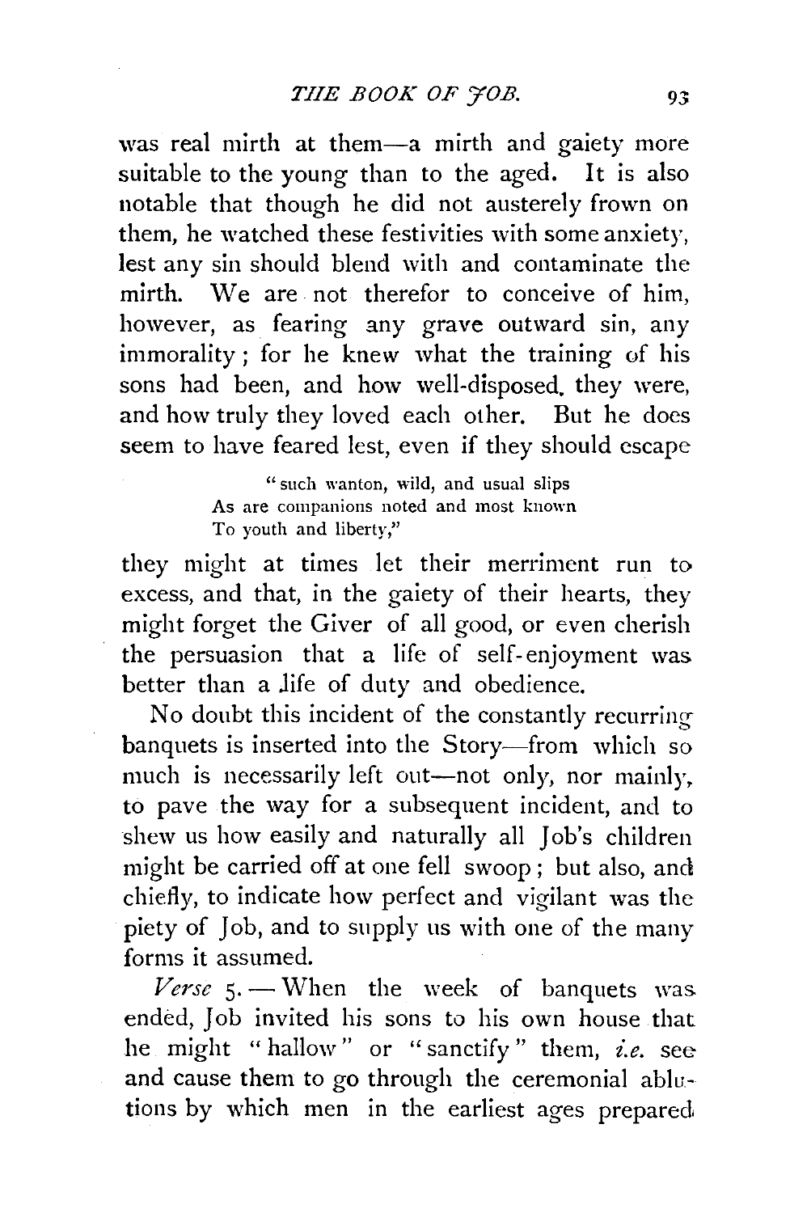was real mirth at them—a mirth and gaiety more suitable to the young than to the aged. It is also notable that though he did not austerely frown on them, he watched these festivities with some anxiety, lest any sin should blend with and contaminate the mirth. We are not therefor to conceive of him, however, as fearing any grave outward sin, any immorality; for he knew what the training of his sons had been, and how well-disposed they were, and how truly they loved each other. But he does seem to have feared lest, even if they should escape

> "such wanton, wild, and usual slips
> As are companions noted and most known
> To youth and liberty,"

they might at times let their merriment run to excess, and that, in the gaiety of their hearts, they might forget the Giver of all good, or even cherish the persuasion that a life of self-enjoyment was better than a life of duty and obedience.

No doubt this incident of the constantly recurring banquets is inserted into the Story—from which so much is necessarily left out—not only, nor mainly, to pave the way for a subsequent incident, and to shew us how easily and naturally all Job's children might be carried off at one fell swoop; but also, and chiefly, to indicate how perfect and vigilant was the piety of Job, and to supply us with one of the many forms it assumed.

*Verse* 5.—When the week of banquets was ended, Job invited his sons to his own house that he might "hallow" or "sanctify" them, *i.e.* see and cause them to go through the ceremonial ablutions by which men in the earliest ages prepared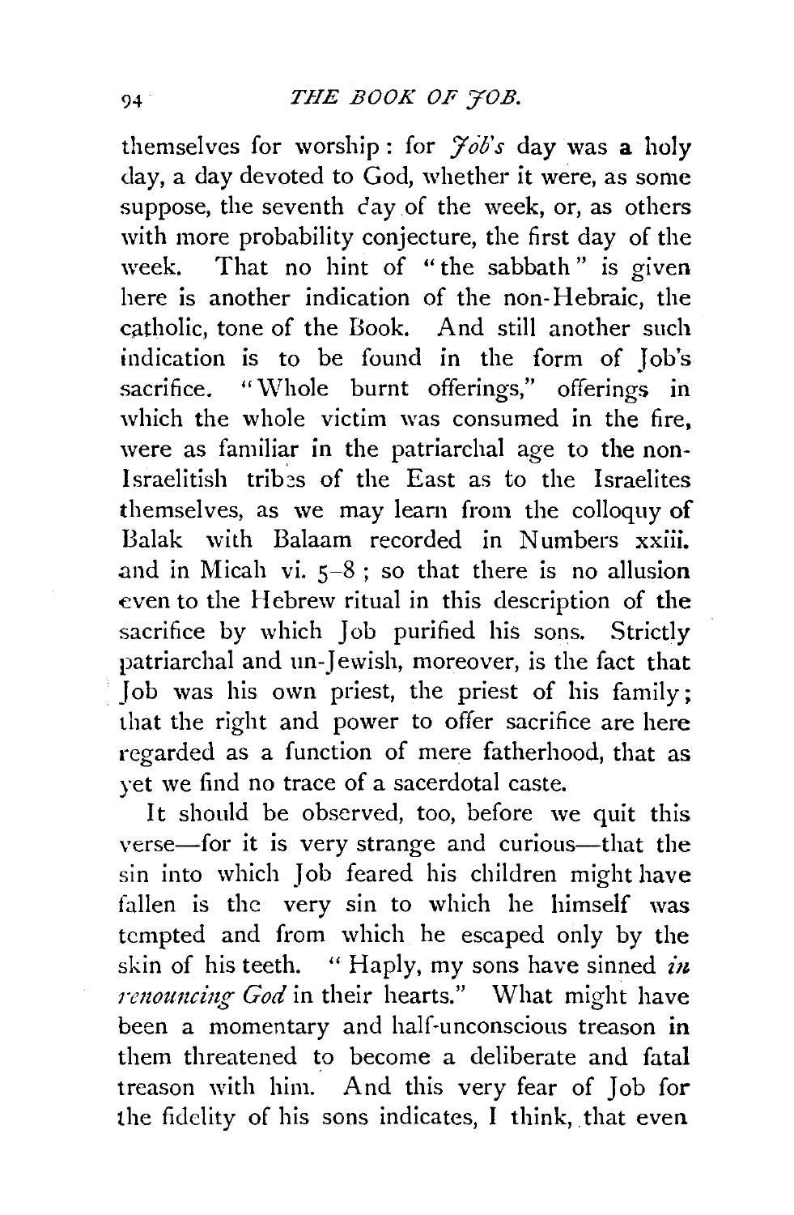themselves for worship: for *Job's* day was a holy day, a day devoted to God, whether it were, as some suppose, the seventh day of the week, or, as others with more probability conjecture, the first day of the week. That no hint of "the sabbath" is given here is another indication of the non-Hebraic, the catholic, tone of the Book. And still another such indication is to be found in the form of Job's sacrifice. "Whole burnt offerings," offerings in which the whole victim was consumed in the fire, were as familiar in the patriarchal age to the non-Israelitish tribes of the East as to the Israelites themselves, as we may learn from the colloquy of Balak with Balaam recorded in Numbers xxiii. and in Micah vi. 5–8; so that there is no allusion even to the Hebrew ritual in this description of the sacrifice by which Job purified his sons. Strictly patriarchal and un-Jewish, moreover, is the fact that Job was his own priest, the priest of his family; that the right and power to offer sacrifice are here regarded as a function of mere fatherhood, that as yet we find no trace of a sacerdotal caste.

It should be observed, too, before we quit this verse—for it is very strange and curious—that the sin into which Job feared his children might have fallen is the very sin to which he himself was tempted and from which he escaped only by the skin of his teeth. "Haply, my sons have sinned *in renouncing God* in their hearts." What might have been a momentary and half-unconscious treason in them threatened to become a deliberate and fatal treason with him. And this very fear of Job for the fidelity of his sons indicates, I think, that even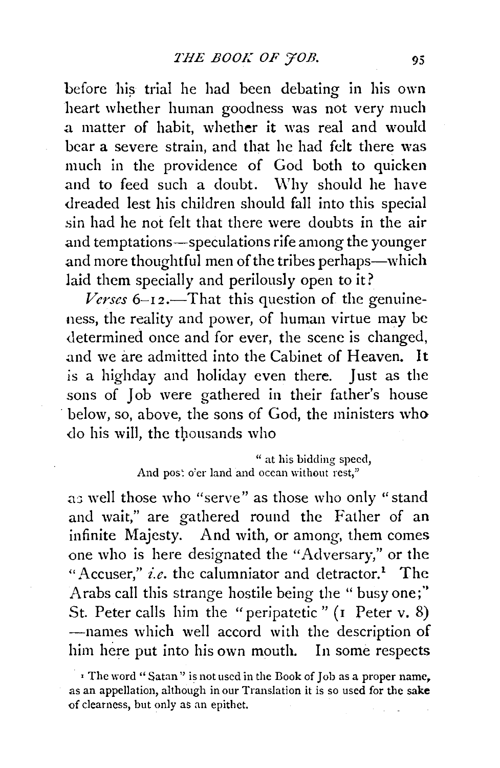before his trial he had been debating in his own heart whether human goodness was not very much a matter of habit, whether it was real and would bear a severe strain, and that he had felt there was much in the providence of God both to quicken and to feed such a doubt. Why should he have dreaded lest his children should fall into this special sin had he not felt that there were doubts in the air and temptations—speculations rife among the younger and more thoughtful men of the tribes perhaps—which laid them specially and perilously open to it?

*Verses* 6–12.—That this question of the genuineness, the reality and power, of human virtue may be determined once and for ever, the scene is changed, and we are admitted into the Cabinet of Heaven. It is a highday and holiday even there. Just as the sons of Job were gathered in their father's house below, so, above, the sons of God, the ministers who do his will, the thousands who

> "at his bidding speed,
> And post o'er land and ocean without rest,"

as well those who "serve" as those who only "stand and wait," are gathered round the Father of an infinite Majesty. And with, or among, them comes one who is here designated the "Adversary," or the "Accuser," *i.e.* the calumniator and detractor.[1] The Arabs call this strange hostile being the "busy one;" St. Peter calls him the "peripatetic" (1 Peter v. 8)—names which well accord with the description of him here put into his own mouth. In some respects

[1] The word "Satan" is not used in the Book of Job as a proper name, as an appellation, although in our Translation it is so used for the sake of clearness, but only as an epithet.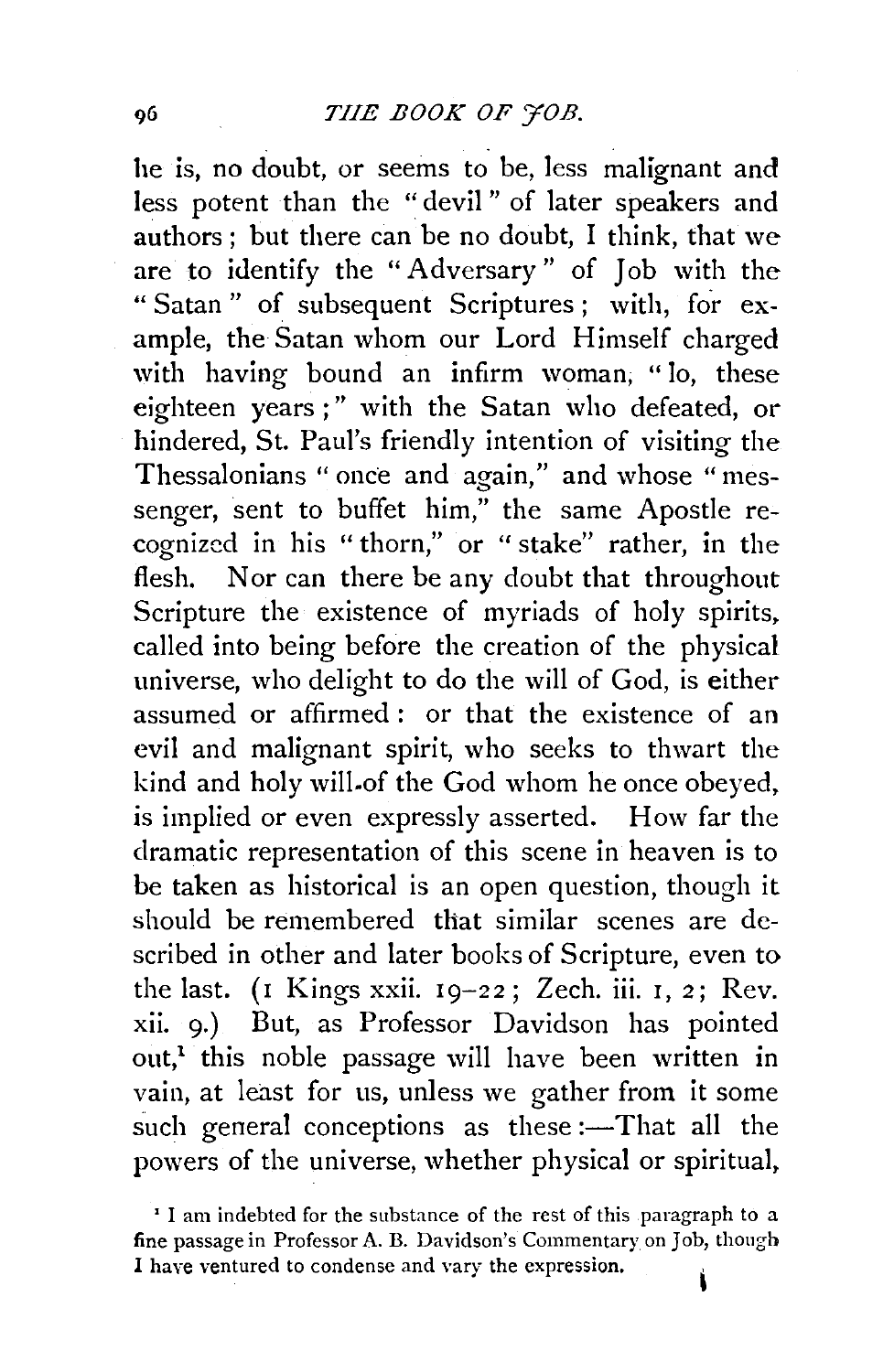he is, no doubt, or seems to be, less malignant and less potent than the "devil" of later speakers and authors; but there can be no doubt, I think, that we are to identify the "Adversary" of Job with the "Satan" of subsequent Scriptures; with, for example, the Satan whom our Lord Himself charged with having bound an infirm woman, "lo, these eighteen years;" with the Satan who defeated, or hindered, St. Paul's friendly intention of visiting the Thessalonians "once and again," and whose "messenger, sent to buffet him," the same Apostle recognized in his "thorn," or "stake" rather, in the flesh. Nor can there be any doubt that throughout Scripture the existence of myriads of holy spirits, called into being before the creation of the physical universe, who delight to do the will of God, is either assumed or affirmed: or that the existence of an evil and malignant spirit, who seeks to thwart the kind and holy will of the God whom he once obeyed, is implied or even expressly asserted. How far the dramatic representation of this scene in heaven is to be taken as historical is an open question, though it should be remembered that similar scenes are described in other and later books of Scripture, even to the last. (1 Kings xxii. 19–22; Zech. iii. 1, 2; Rev. xii. 9.) But, as Professor Davidson has pointed out,[1] this noble passage will have been written in vain, at least for us, unless we gather from it some such general conceptions as these:—That all the powers of the universe, whether physical or spiritual,

[1] I am indebted for the substance of the rest of this paragraph to a fine passage in Professor A. B. Davidson's Commentary on Job, though I have ventured to condense and vary the expression.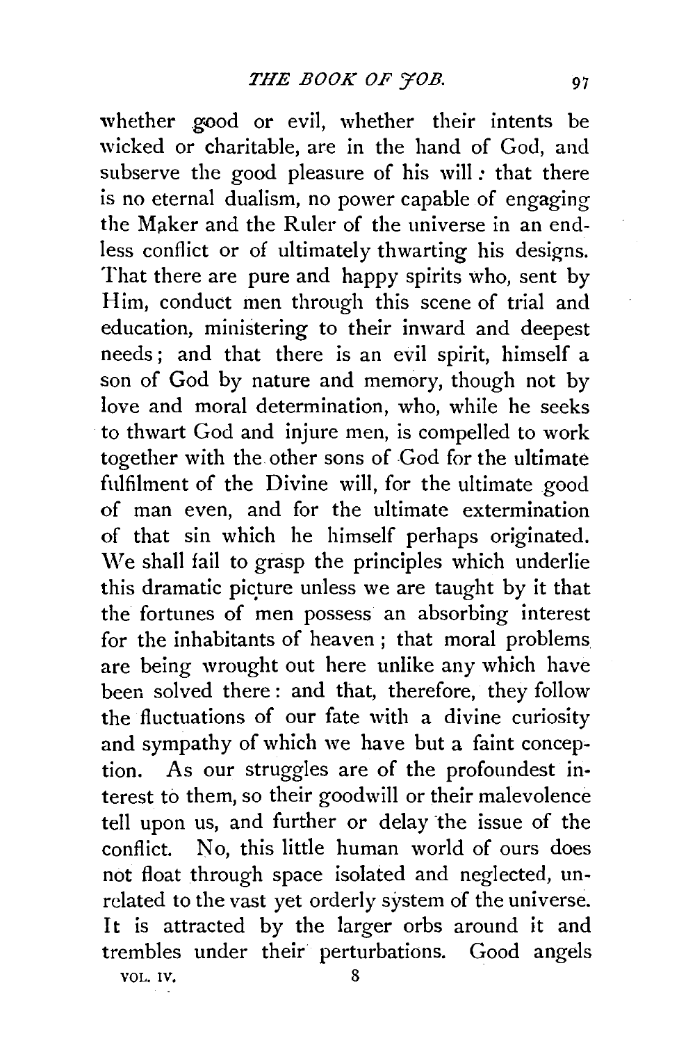whether good or evil, whether their intents be wicked or charitable, are in the hand of God, and subserve the good pleasure of his will: that there is no eternal dualism, no power capable of engaging the Maker and the Ruler of the universe in an endless conflict or of ultimately thwarting his designs. That there are pure and happy spirits who, sent by Him, conduct men through this scene of trial and education, ministering to their inward and deepest needs; and that there is an evil spirit, himself a son of God by nature and memory, though not by love and moral determination, who, while he seeks to thwart God and injure men, is compelled to work together with the other sons of God for the ultimate fulfilment of the Divine will, for the ultimate good of man even, and for the ultimate extermination of that sin which he himself perhaps originated. We shall fail to grasp the principles which underlie this dramatic picture unless we are taught by it that the fortunes of men possess an absorbing interest for the inhabitants of heaven; that moral problems are being wrought out here unlike any which have been solved there: and that, therefore, they follow the fluctuations of our fate with a divine curiosity and sympathy of which we have but a faint conception. As our struggles are of the profoundest interest to them, so their goodwill or their malevolence tell upon us, and further or delay the issue of the conflict. No, this little human world of ours does not float through space isolated and neglected, unrelated to the vast yet orderly system of the universe. It is attracted by the larger orbs around it and trembles under their perturbations. Good angels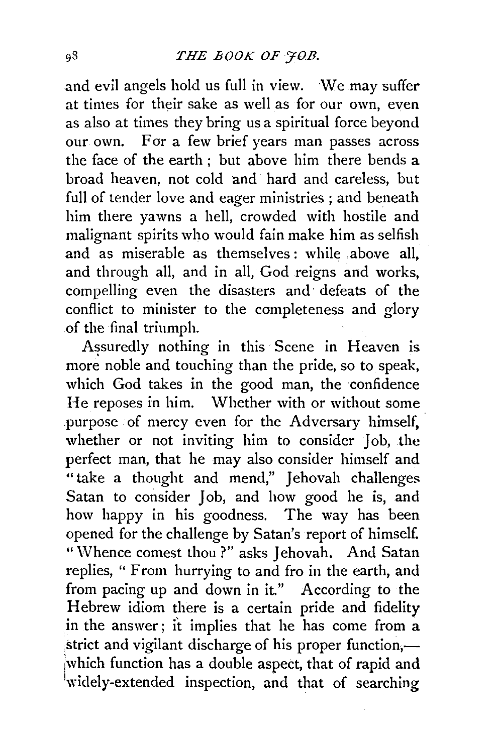and evil angels hold us full in view. We may suffer at times for their sake as well as for our own, even as also at times they bring us a spiritual force beyond our own. For a few brief years man passes across the face of the earth; but above him there bends a broad heaven, not cold and hard and careless, but full of tender love and eager ministries; and beneath him there yawns a hell, crowded with hostile and malignant spirits who would fain make him as selfish and as miserable as themselves: while above all, and through all, and in all, God reigns and works, compelling even the disasters and defeats of the conflict to minister to the completeness and glory of the final triumph.

Assuredly nothing in this Scene in Heaven is more noble and touching than the pride, so to speak, which God takes in the good man, the confidence He reposes in him. Whether with or without some purpose of mercy even for the Adversary himself, whether or not inviting him to consider Job, the perfect man, that he may also consider himself and "take a thought and mend," Jehovah challenges Satan to consider Job, and how good he is, and how happy in his goodness. The way has been opened for the challenge by Satan's report of himself. "Whence comest thou?" asks Jehovah. And Satan replies, "From hurrying to and fro in the earth, and from pacing up and down in it." According to the Hebrew idiom there is a certain pride and fidelity in the answer; it implies that he has come from a strict and vigilant discharge of his proper function,—which function has a double aspect, that of rapid and widely-extended inspection, and that of searching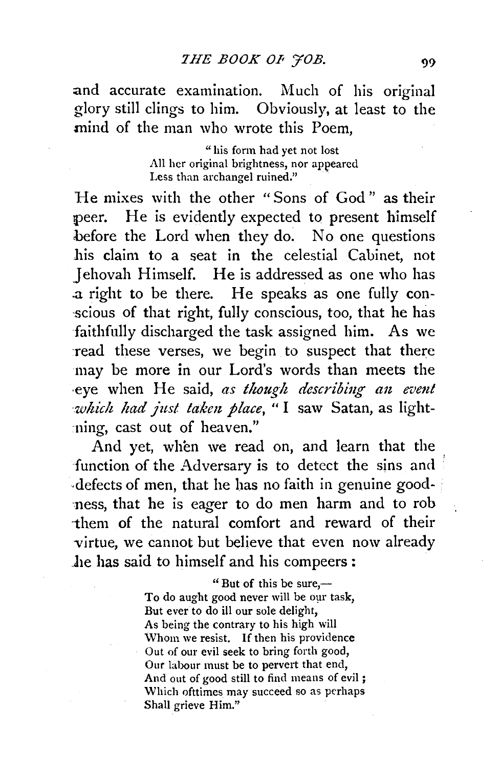and accurate examination. Much of his original glory still clings to him. Obviously, at least to the mind of the man who wrote this Poem,

> "his form had yet not lost
> All her original brightness, nor appeared
> Less than archangel ruined."

He mixes with the other "Sons of God" as their peer. He is evidently expected to present himself before the Lord when they do. No one questions his claim to a seat in the celestial Cabinet, not Jehovah Himself. He is addressed as one who has a right to be there. He speaks as one fully conscious of that right, fully conscious, too, that he has faithfully discharged the task assigned him. As we read these verses, we begin to suspect that there may be more in our Lord's words than meets the eye when He said, *as though describing an event which had just taken place*, "I saw Satan, as lightning, cast out of heaven."

And yet, when we read on, and learn that the function of the Adversary is to detect the sins and defects of men, that he has no faith in genuine goodness, that he is eager to do men harm and to rob them of the natural comfort and reward of their virtue, we cannot but believe that even now already he has said to himself and his compeers:

> "But of this be sure,—
> To do aught good never will be our task,
> But ever to do ill our sole delight,
> As being the contrary to his high will
> Whom we resist. If then his providence
> Out of our evil seek to bring forth good,
> Our labour must be to pervert that end,
> And out of good still to find means of evil;
> Which ofttimes may succeed so as perhaps
> Shall grieve Him."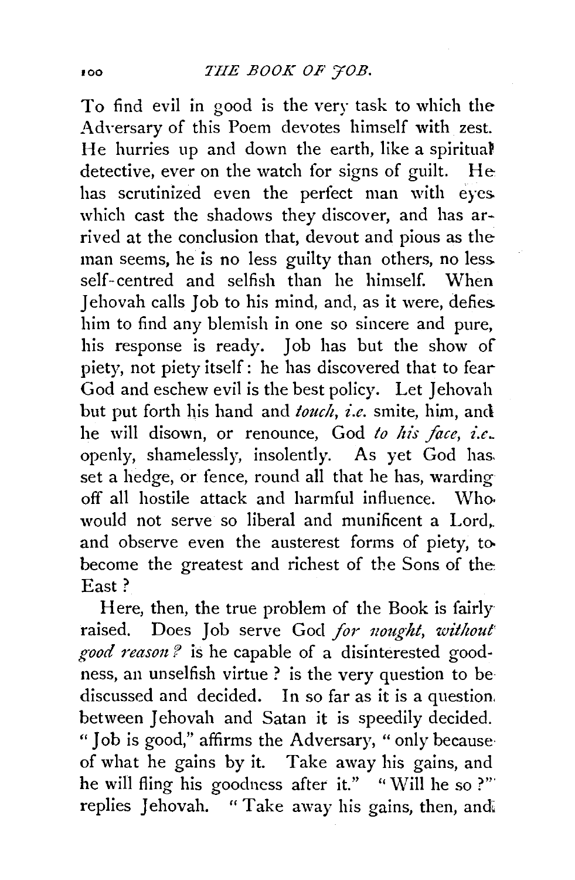To find evil in good is the very task to which the Adversary of this Poem devotes himself with zest. He hurries up and down the earth, like a spiritual detective, ever on the watch for signs of guilt. He has scrutinized even the perfect man with eyes which cast the shadows they discover, and has arrived at the conclusion that, devout and pious as the man seems, he is no less guilty than others, no less self-centred and selfish than he himself. When Jehovah calls Job to his mind, and, as it were, defies him to find any blemish in one so sincere and pure, his response is ready. Job has but the show of piety, not piety itself: he has discovered that to fear God and eschew evil is the best policy. Let Jehovah but put forth his hand and *touch*, *i.e.* smite, him, and he will disown, or renounce, God *to his face*, *i.e.* openly, shamelessly, insolently. As yet God has set a hedge, or fence, round all that he has, warding off all hostile attack and harmful influence. Who would not serve so liberal and munificent a Lord, and observe even the austerest forms of piety, to become the greatest and richest of the Sons of the East?

Here, then, the true problem of the Book is fairly raised. Does Job serve God *for nought, without good reason?* is he capable of a disinterested goodness, an unselfish virtue? is the very question to be discussed and decided. In so far as it is a question between Jehovah and Satan it is speedily decided. "Job is good," affirms the Adversary, "only because of what he gains by it. Take away his gains, and he will fling his goodness after it." "Will he so?" replies Jehovah. "Take away his gains, then, and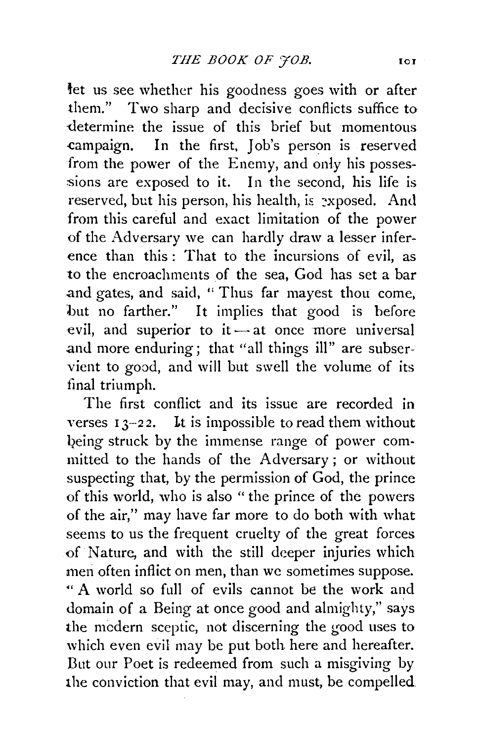let us see whether his goodness goes with or after them." Two sharp and decisive conflicts suffice to determine the issue of this brief but momentous campaign. In the first, Job's person is reserved from the power of the Enemy, and only his possessions are exposed to it. In the second, his life is reserved, but his person, his health, is exposed. And from this careful and exact limitation of the power of the Adversary we can hardly draw a lesser inference than this: That to the incursions of evil, as to the encroachments of the sea, God has set a bar and gates, and said, "Thus far mayest thou come, but no farther." It implies that good is before evil, and superior to it—at once more universal and more enduring; that "all things ill" are subservient to good, and will but swell the volume of its final triumph.

The first conflict and its issue are recorded in verses 13–22. It is impossible to read them without being struck by the immense range of power committed to the hands of the Adversary; or without suspecting that, by the permission of God, the prince of this world, who is also "the prince of the powers of the air," may have far more to do both with what seems to us the frequent cruelty of the great forces of Nature, and with the still deeper injuries which men often inflict on men, than we sometimes suppose. "A world so full of evils cannot be the work and domain of a Being at once good and almighty," says the modern sceptic, not discerning the good uses to which even evil may be put both here and hereafter. But our Poet is redeemed from such a misgiving by the conviction that evil may, and must, be compelled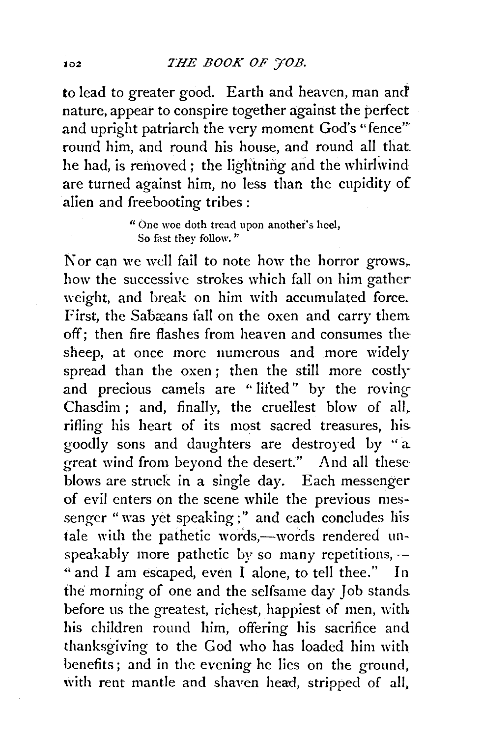to lead to greater good. Earth and heaven, man and nature, appear to conspire together against the perfect and upright patriarch the very moment God's "fence" round him, and round his house, and round all that he had, is removed; the lightning and the whirlwind are turned against him, no less than the cupidity of alien and freebooting tribes:

> "One woe doth tread upon another's heel,
> So fast they follow."

Nor can we well fail to note how the horror grows, how the successive strokes which fall on him gather weight, and break on him with accumulated force. First, the Sabæans fall on the oxen and carry them off; then fire flashes from heaven and consumes the sheep, at once more numerous and more widely spread than the oxen; then the still more costly and precious camels are "lifted" by the roving Chasdim; and, finally, the cruellest blow of all, rifling his heart of its most sacred treasures, his goodly sons and daughters are destroyed by "a great wind from beyond the desert." And all these blows are struck in a single day. Each messenger of evil enters on the scene while the previous messenger "was yet speaking;" and each concludes his tale with the pathetic words,—words rendered unspeakably more pathetic by so many repetitions,—"and I am escaped, even I alone, to tell thee." In the morning of one and the selfsame day Job stands before us the greatest, richest, happiest of men, with his children round him, offering his sacrifice and thanksgiving to the God who has loaded him with benefits; and in the evening he lies on the ground, with rent mantle and shaven head, stripped of all,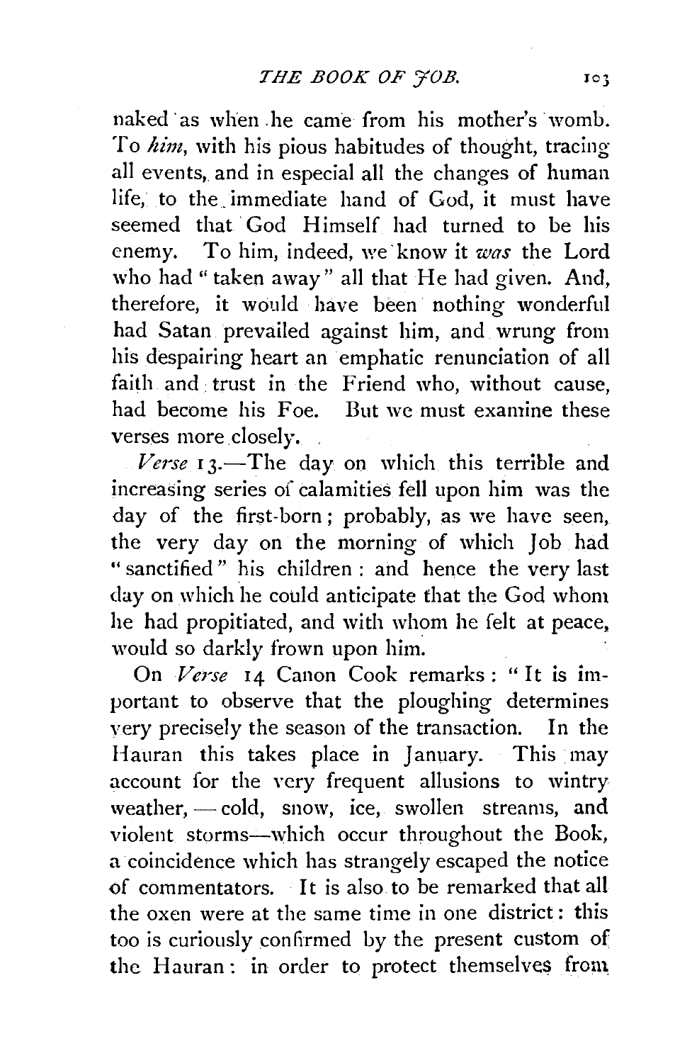naked as when he came from his mother's womb. To *him*, with his pious habitudes of thought, tracing all events, and in especial all the changes of human life, to the immediate hand of God, it must have seemed that God Himself had turned to be his enemy. To him, indeed, we know it *was* the Lord who had "taken away" all that He had given. And, therefore, it would have been nothing wonderful had Satan prevailed against him, and wrung from his despairing heart an emphatic renunciation of all faith and trust in the Friend who, without cause, had become his Foe. But we must examine these verses more closely.

*Verse* 13.—The day on which this terrible and increasing series of calamities fell upon him was the day of the first-born; probably, as we have seen, the very day on the morning of which Job had "sanctified" his children: and hence the very last day on which he could anticipate that the God whom he had propitiated, and with whom he felt at peace, would so darkly frown upon him.

On *Verse* 14 Canon Cook remarks: "It is important to observe that the ploughing determines very precisely the season of the transaction. In the Hauran this takes place in January. This may account for the very frequent allusions to wintry weather,—cold, snow, ice, swollen streams, and violent storms—which occur throughout the Book, a coincidence which has strangely escaped the notice of commentators. It is also to be remarked that all the oxen were at the same time in one district: this too is curiously confirmed by the present custom of the Hauran: in order to protect themselves from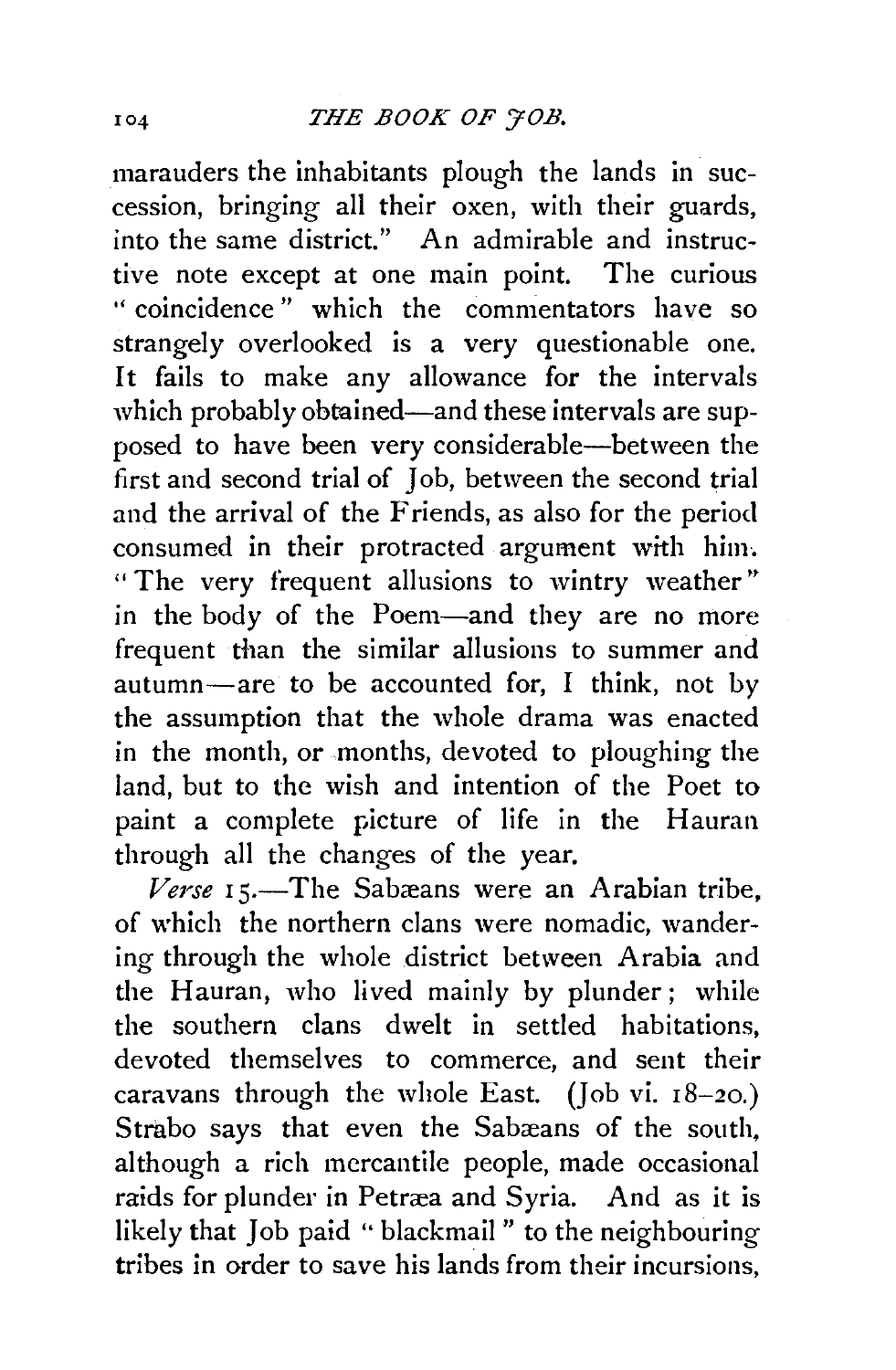marauders the inhabitants plough the lands in succession, bringing all their oxen, with their guards, into the same district." An admirable and instructive note except at one main point. The curious "coincidence" which the commentators have so strangely overlooked is a very questionable one. It fails to make any allowance for the intervals which probably obtained—and these intervals are supposed to have been very considerable—between the first and second trial of Job, between the second trial and the arrival of the Friends, as also for the period consumed in their protracted argument with him. "The very frequent allusions to wintry weather" in the body of the Poem—and they are no more frequent than the similar allusions to summer and autumn—are to be accounted for, I think, not by the assumption that the whole drama was enacted in the month, or months, devoted to ploughing the land, but to the wish and intention of the Poet to paint a complete picture of life in the Hauran through all the changes of the year.

*Verse* 15.—The Sabæans were an Arabian tribe, of which the northern clans were nomadic, wandering through the whole district between Arabia and the Hauran, who lived mainly by plunder; while the southern clans dwelt in settled habitations, devoted themselves to commerce, and sent their caravans through the whole East. (Job vi. 18–20.) Strabo says that even the Sabæans of the south, although a rich mercantile people, made occasional raids for plunder in Petræa and Syria. And as it is likely that Job paid "blackmail" to the neighbouring tribes in order to save his lands from their incursions,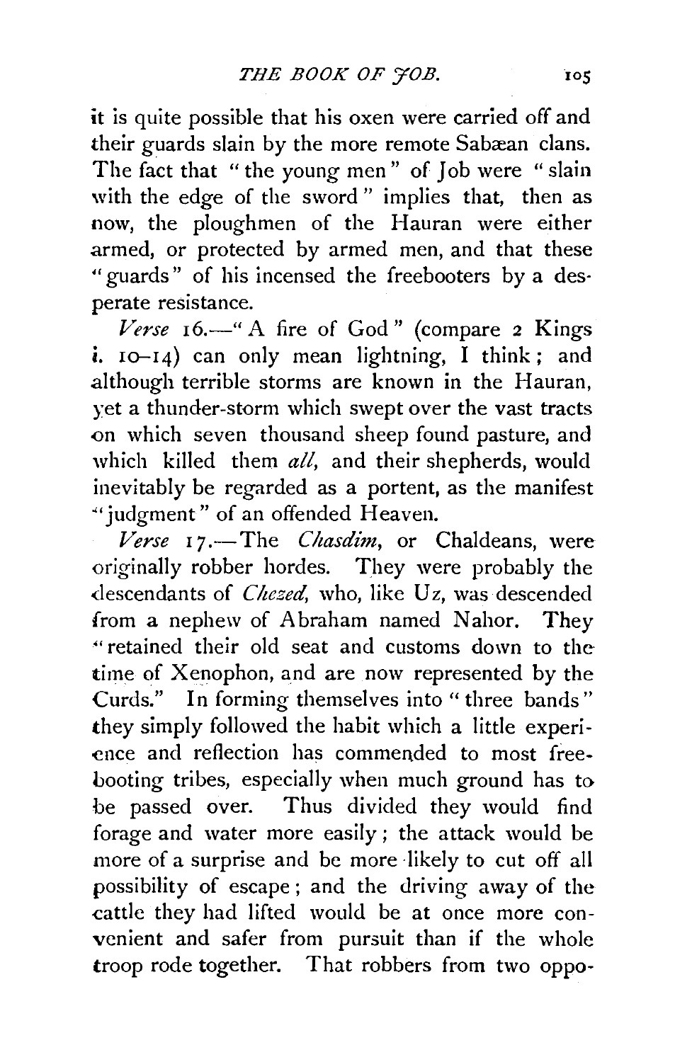it is quite possible that his oxen were carried off and their guards slain by the more remote Sabæan clans. The fact that "the young men" of Job were "slain with the edge of the sword" implies that, then as now, the ploughmen of the Hauran were either armed, or protected by armed men, and that these "guards" of his incensed the freebooters by a desperate resistance.

*Verse* 16.—"A fire of God" (compare 2 Kings i. 10–14) can only mean lightning, I think; and although terrible storms are known in the Hauran, yet a thunder-storm which swept over the vast tracts on which seven thousand sheep found pasture, and which killed them *all*, and their shepherds, would inevitably be regarded as a portent, as the manifest "judgment" of an offended Heaven.

*Verse* 17.—The *Chasdim*, or Chaldeans, were originally robber hordes. They were probably the descendants of *Chezed*, who, like Uz, was descended from a nephew of Abraham named Nahor. They "retained their old seat and customs down to the time of Xenophon, and are now represented by the Curds." In forming themselves into "three bands" they simply followed the habit which a little experience and reflection has commended to most freebooting tribes, especially when much ground has to be passed over. Thus divided they would find forage and water more easily; the attack would be more of a surprise and be more likely to cut off all possibility of escape; and the driving away of the cattle they had lifted would be at once more convenient and safer from pursuit than if the whole troop rode together. That robbers from two oppo-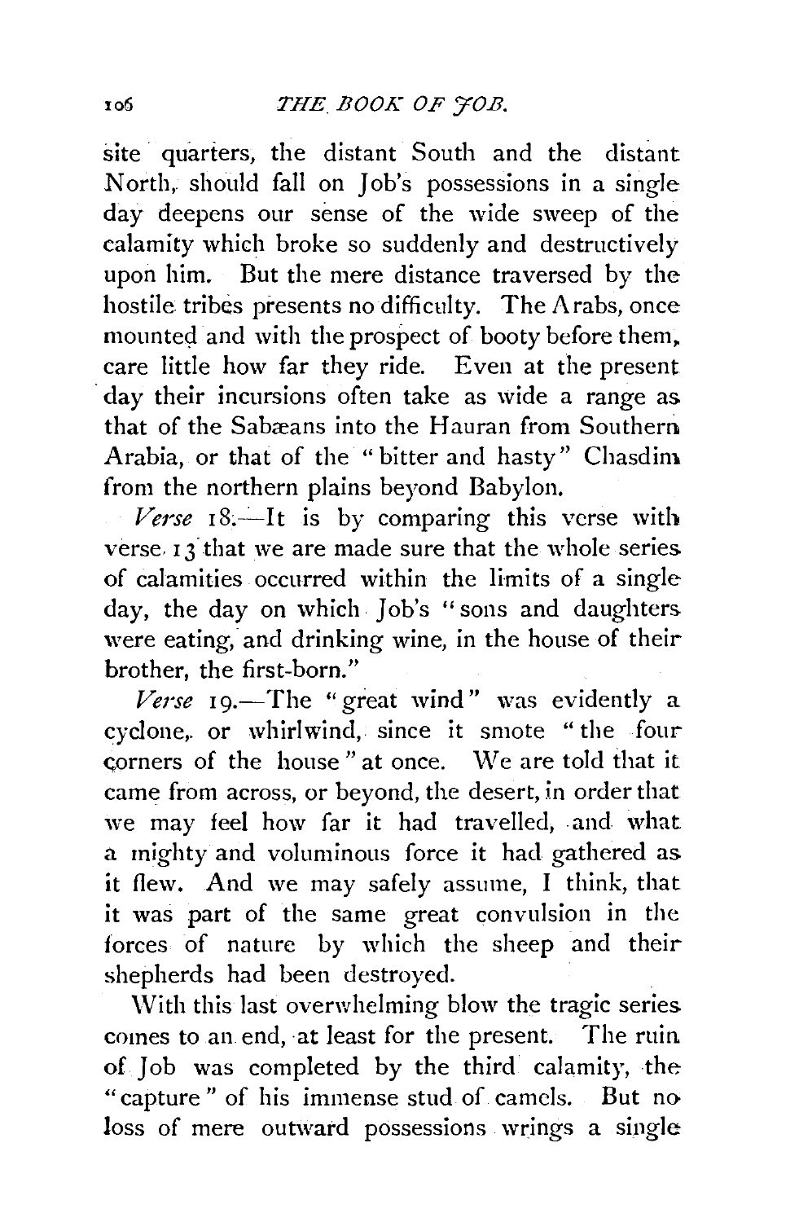site quarters, the distant South and the distant North, should fall on Job's possessions in a single day deepens our sense of the wide sweep of the calamity which broke so suddenly and destructively upon him. But the mere distance traversed by the hostile tribes presents no difficulty. The Arabs, once mounted and with the prospect of booty before them, care little how far they ride. Even at the present day their incursions often take as wide a range as that of the Sabæans into the Hauran from Southern Arabia, or that of the "bitter and hasty" Chasdim from the northern plains beyond Babylon.

*Verse* 18.—It is by comparing this verse with verse 13 that we are made sure that the whole series of calamities occurred within the limits of a single day, the day on which Job's "sons and daughters were eating, and drinking wine, in the house of their brother, the first-born."

*Verse* 19.—The "great wind" was evidently a cyclone, or whirlwind, since it smote "the four corners of the house" at once. We are told that it came from across, or beyond, the desert, in order that we may feel how far it had travelled, and what a mighty and voluminous force it had gathered as it flew. And we may safely assume, I think, that it was part of the same great convulsion in the forces of nature by which the sheep and their shepherds had been destroyed.

With this last overwhelming blow the tragic series comes to an end, at least for the present. The ruin of Job was completed by the third calamity, the "capture" of his immense stud of camels. But no loss of mere outward possessions wrings a single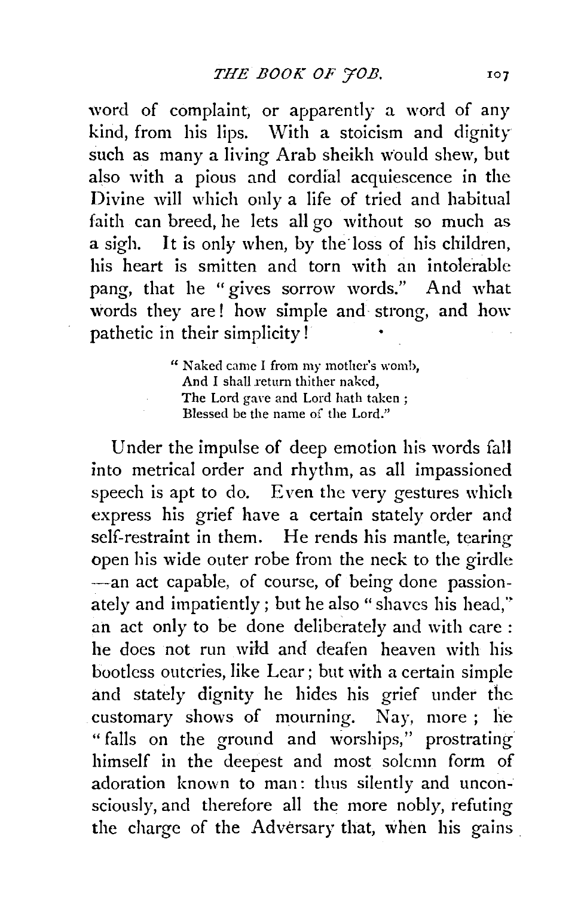word of complaint, or apparently a word of any kind, from his lips. With a stoicism and dignity such as many a living Arab sheikh would shew, but also with a pious and cordial acquiescence in the Divine will which only a life of tried and habitual faith can breed, he lets all go without so much as a sigh. It is only when, by the loss of his children, his heart is smitten and torn with an intolerable pang, that he "gives sorrow words." And what words they are! how simple and strong, and how pathetic in their simplicity!

> "Naked came I from my mother's womb,
> And I shall return thither naked,
> The Lord gave and Lord hath taken;
> Blessed be the name of the Lord."

Under the impulse of deep emotion his words fall into metrical order and rhythm, as all impassioned speech is apt to do. Even the very gestures which express his grief have a certain stately order and self-restraint in them. He rends his mantle, tearing open his wide outer robe from the neck to the girdle —an act capable, of course, of being done passionately and impatiently; but he also "shaves his head," an act only to be done deliberately and with care: he does not run wild and deafen heaven with his bootless outcries, like Lear; but with a certain simple and stately dignity he hides his grief under the customary shows of mourning. Nay, more; he "falls on the ground and worships," prostrating himself in the deepest and most solemn form of adoration known to man: thus silently and unconsciously, and therefore all the more nobly, refuting the charge of the Adversary that, when his gains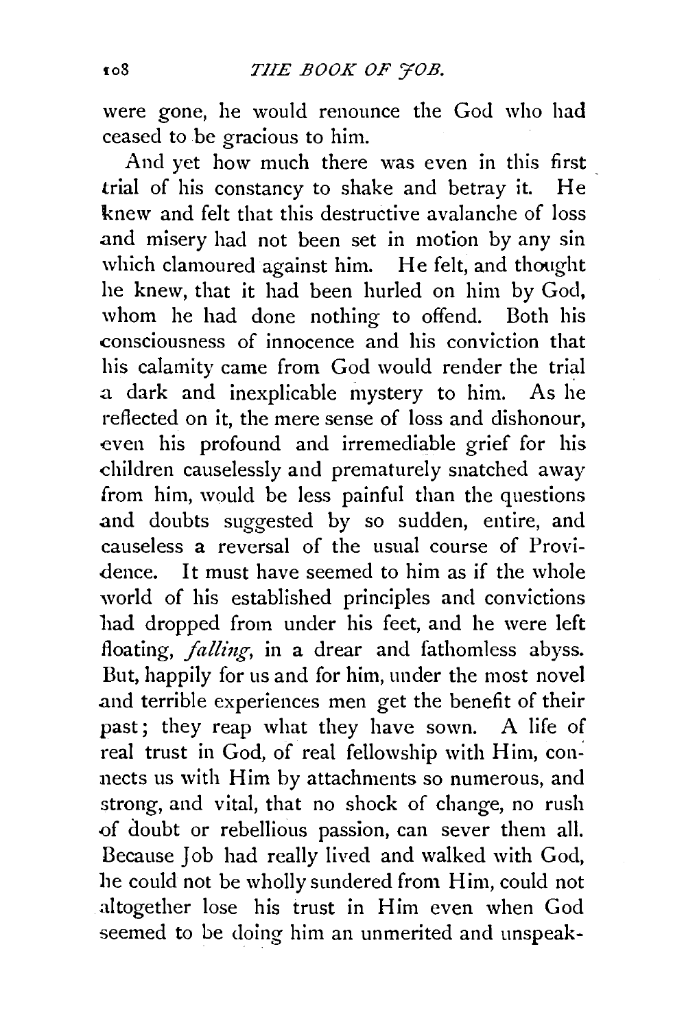were gone, he would renounce the God who had ceased to be gracious to him.

And yet how much there was even in this first trial of his constancy to shake and betray it. He knew and felt that this destructive avalanche of loss and misery had not been set in motion by any sin which clamoured against him. He felt, and thought he knew, that it had been hurled on him by God, whom he had done nothing to offend. Both his consciousness of innocence and his conviction that his calamity came from God would render the trial a dark and inexplicable mystery to him. As he reflected on it, the mere sense of loss and dishonour, even his profound and irremediable grief for his children causelessly and prematurely snatched away from him, would be less painful than the questions and doubts suggested by so sudden, entire, and causeless a reversal of the usual course of Providence. It must have seemed to him as if the whole world of his established principles and convictions had dropped from under his feet, and he were left floating, *falling*, in a drear and fathomless abyss. But, happily for us and for him, under the most novel and terrible experiences men get the benefit of their past; they reap what they have sown. A life of real trust in God, of real fellowship with Him, connects us with Him by attachments so numerous, and strong, and vital, that no shock of change, no rush of doubt or rebellious passion, can sever them all. Because Job had really lived and walked with God, he could not be wholly sundered from Him, could not altogether lose his trust in Him even when God seemed to be doing him an unmerited and unspeak-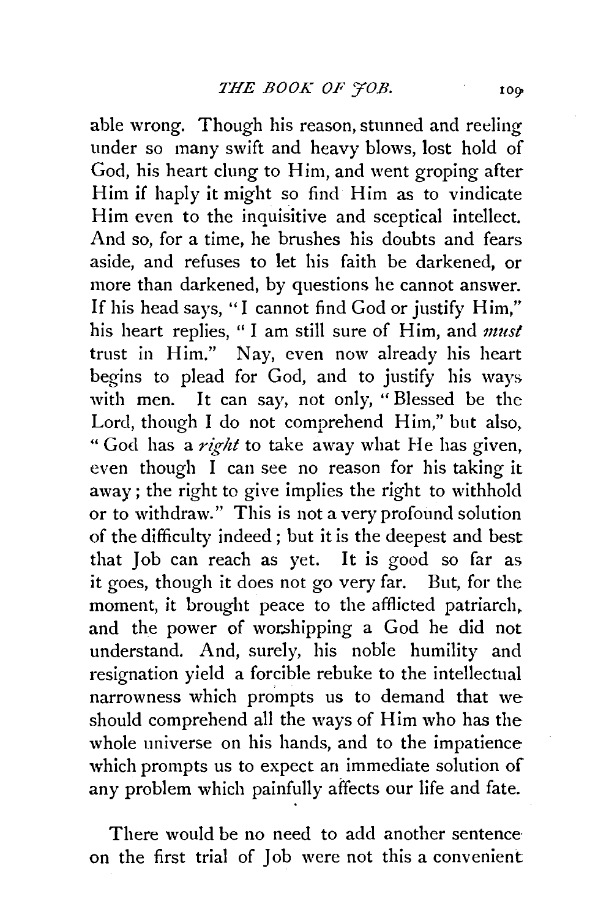able wrong. Though his reason, stunned and reeling under so many swift and heavy blows, lost hold of God, his heart clung to Him, and went groping after Him if haply it might so find Him as to vindicate Him even to the inquisitive and sceptical intellect. And so, for a time, he brushes his doubts and fears aside, and refuses to let his faith be darkened, or more than darkened, by questions he cannot answer. If his head says, "I cannot find God or justify Him," his heart replies, "I am still sure of Him, and *must* trust in Him." Nay, even now already his heart begins to plead for God, and to justify his ways with men. It can say, not only, "Blessed be the Lord, though I do not comprehend Him," but also, "God has a *right* to take away what He has given, even though I can see no reason for his taking it away; the right to give implies the right to withhold or to withdraw." This is not a very profound solution of the difficulty indeed; but it is the deepest and best that Job can reach as yet. It is good so far as it goes, though it does not go very far. But, for the moment, it brought peace to the afflicted patriarch, and the power of worshipping a God he did not understand. And, surely, his noble humility and resignation yield a forcible rebuke to the intellectual narrowness which prompts us to demand that we should comprehend all the ways of Him who has the whole universe on his hands, and to the impatience which prompts us to expect an immediate solution of any problem which painfully affects our life and fate.

There would be no need to add another sentence on the first trial of Job were not this a convenient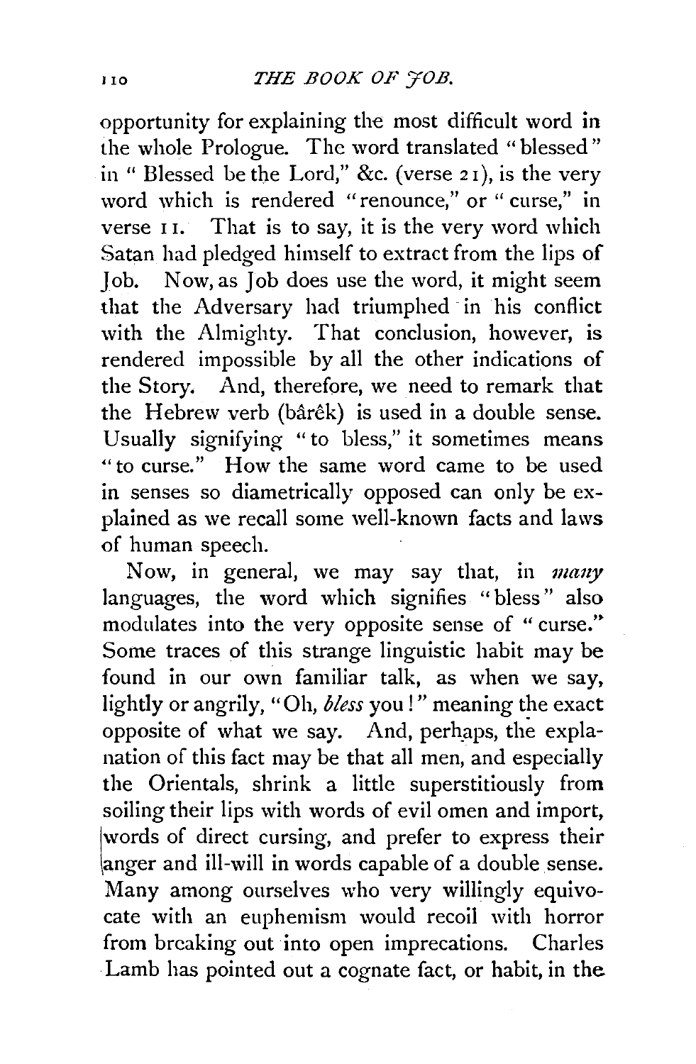opportunity for explaining the most difficult word in the whole Prologue. The word translated "blessed" in "Blessed be the Lord," &c. (verse 21), is the very word which is rendered "renounce," or "curse," in verse 11. That is to say, it is the very word which Satan had pledged himself to extract from the lips of Job. Now, as Job does use the word, it might seem that the Adversary had triumphed in his conflict with the Almighty. That conclusion, however, is rendered impossible by all the other indications of the Story. And, therefore, we need to remark that the Hebrew verb (bârêk) is used in a double sense. Usually signifying "to bless," it sometimes means "to curse." How the same word came to be used in senses so diametrically opposed can only be explained as we recall some well-known facts and laws of human speech.

Now, in general, we may say that, in *many* languages, the word which signifies "bless" also modulates into the very opposite sense of "curse." Some traces of this strange linguistic habit may be found in our own familiar talk, as when we say, lightly or angrily, "Oh, *bless* you!" meaning the exact opposite of what we say. And, perhaps, the explanation of this fact may be that all men, and especially the Orientals, shrink a little superstitiously from soiling their lips with words of evil omen and import, words of direct cursing, and prefer to express their anger and ill-will in words capable of a double sense. Many among ourselves who very willingly equivocate with an euphemism would recoil with horror from breaking out into open imprecations. Charles Lamb has pointed out a cognate fact, or habit, in the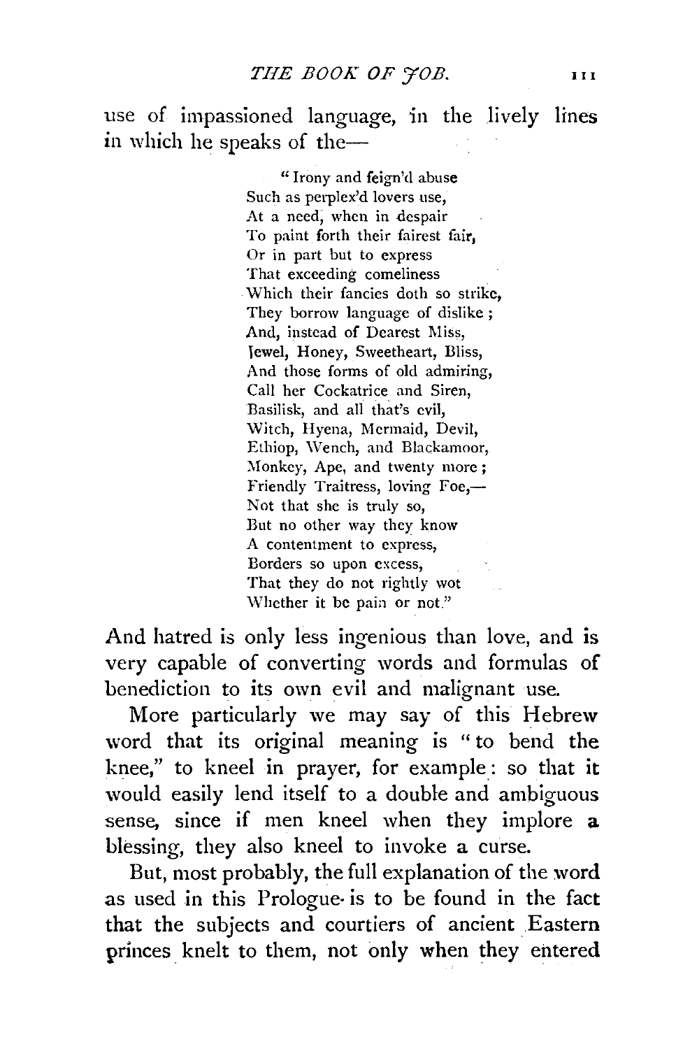use of impassioned language, in the lively lines in which he speaks of the—

> "Irony and feign'd abuse
> Such as perplex'd lovers use,
> At a need, when in despair
> To paint forth their fairest fair,
> Or in part but to express
> That exceeding comeliness
> Which their fancies doth so strike,
> They borrow language of dislike;
> And, instead of Dearest Miss,
> Jewel, Honey, Sweetheart, Bliss,
> And those forms of old admiring,
> Call her Cockatrice and Siren,
> Basilisk, and all that's evil,
> Witch, Hyena, Mermaid, Devil,
> Ethiop, Wench, and Blackamoor,
> Monkey, Ape, and twenty more;
> Friendly Traitress, loving Foe,—
> Not that she is truly so,
> But no other way they know
> A contentment to express,
> Borders so upon excess,
> That they do not rightly wot
> Whether it be pain or not."

And hatred is only less ingenious than love, and is very capable of converting words and formulas of benediction to its own evil and malignant use.

More particularly we may say of this Hebrew word that its original meaning is "to bend the knee," to kneel in prayer, for example: so that it would easily lend itself to a double and ambiguous sense, since if men kneel when they implore a blessing, they also kneel to invoke a curse.

But, most probably, the full explanation of the word as used in this Prologue is to be found in the fact that the subjects and courtiers of ancient Eastern princes knelt to them, not only when they entered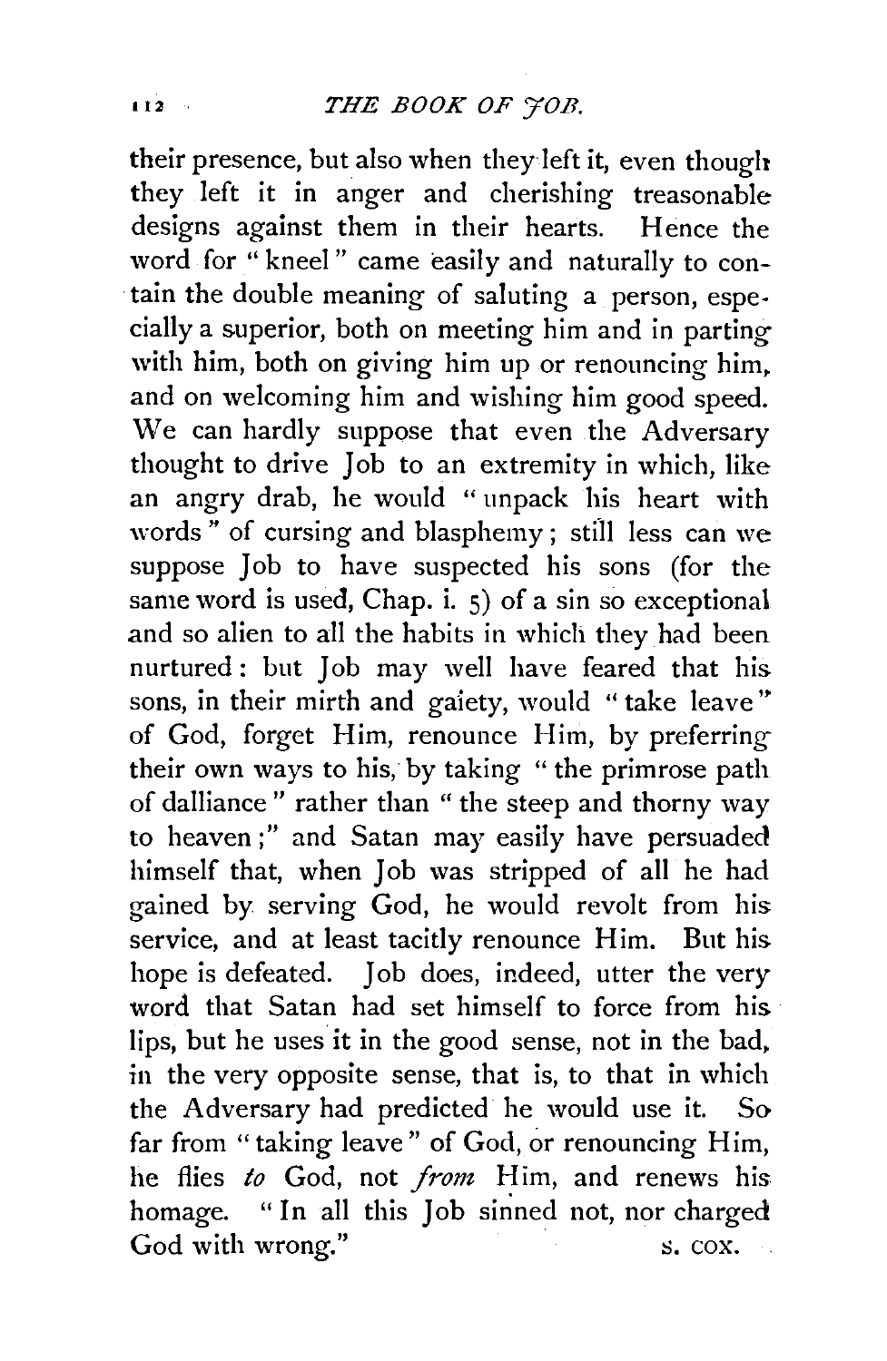their presence, but also when they left it, even though they left it in anger and cherishing treasonable designs against them in their hearts. Hence the word for "kneel" came easily and naturally to contain the double meaning of saluting a person, especially a superior, both on meeting him and in parting with him, both on giving him up or renouncing him, and on welcoming him and wishing him good speed. We can hardly suppose that even the Adversary thought to drive Job to an extremity in which, like an angry drab, he would "unpack his heart with words" of cursing and blasphemy; still less can we suppose Job to have suspected his sons (for the same word is used, Chap. i. 5) of a sin so exceptional and so alien to all the habits in which they had been nurtured: but Job may well have feared that his sons, in their mirth and gaiety, would "take leave" of God, forget Him, renounce Him, by preferring their own ways to his, by taking "the primrose path of dalliance" rather than "the steep and thorny way to heaven;" and Satan may easily have persuaded himself that, when Job was stripped of all he had gained by serving God, he would revolt from his service, and at least tacitly renounce Him. But his hope is defeated. Job does, indeed, utter the very word that Satan had set himself to force from his lips, but he uses it in the good sense, not in the bad, in the very opposite sense, that is, to that in which the Adversary had predicted he would use it. So far from "taking leave" of God, or renouncing Him, he flies *to* God, not *from* Him, and renews his homage. "In all this Job sinned not, nor charged God with wrong."

S. COX.